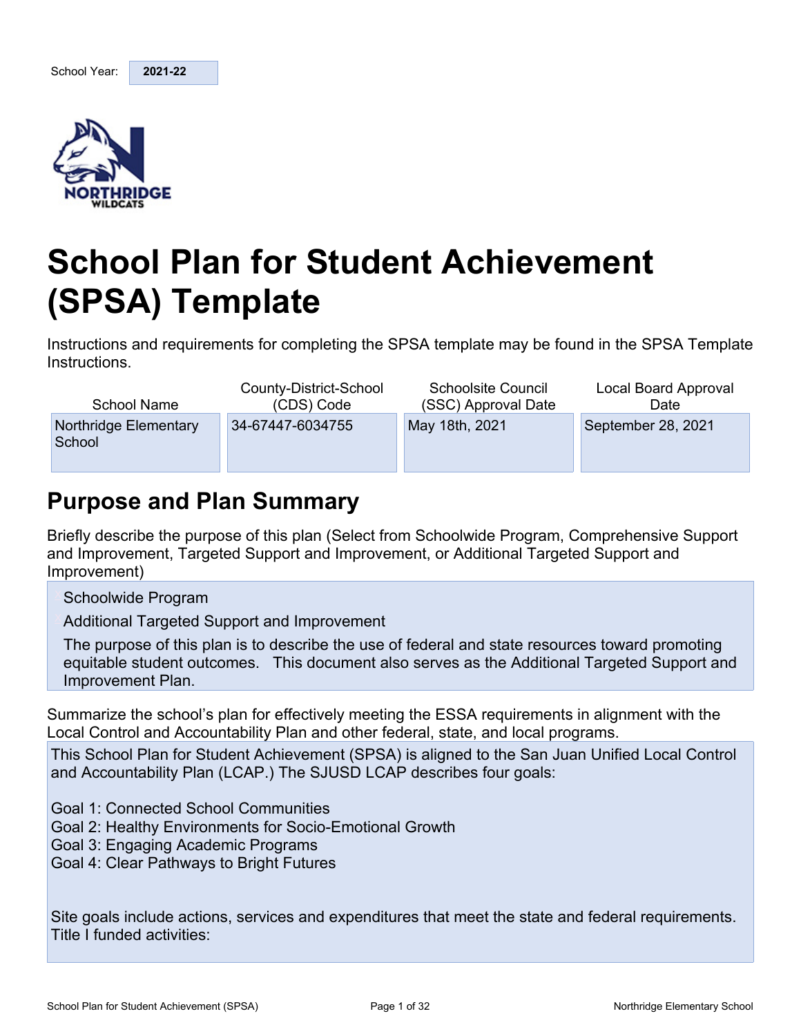| School Year: | 2021-22 |
| --- | --- |

# School Plan for Student Achievement (SPSA) Template

Instructions and requirements for completing the SPSA template may be found in the SPSA Template Instructions.

| School Name | County-District-School (CDS) Code | Schoolsite Council (SSC) Approval Date | Local Board Approval Date |
| --- | --- | --- | --- |
| Northridge Elementary School | 34-67447-6034755 | May 18th, 2021 | September 28, 2021 |

## Purpose and Plan Summary

Briefly describe the purpose of this plan (Select from Schoolwide Program, Comprehensive Support and Improvement, Targeted Support and Improvement, or Additional Targeted Support and Improvement)

Schoolwide Program

Additional Targeted Support and Improvement

The purpose of this plan is to describe the use of federal and state resources toward promoting equitable student outcomes. This document also serves as the Additional Targeted Support and Improvement Plan.

Summarize the school's plan for effectively meeting the ESSA requirements in alignment with the Local Control and Accountability Plan and other federal, state, and local programs.

This School Plan for Student Achievement (SPSA) is aligned to the San Juan Unified Local Control and Accountability Plan (LCAP.) The SJUSD LCAP describes four goals:

Goal 1: Connected School Communities
Goal 2: Healthy Environments for Socio-Emotional Growth
Goal 3: Engaging Academic Programs
Goal 4: Clear Pathways to Bright Futures

Site goals include actions, services and expenditures that meet the state and federal requirements.
Title I funded activities: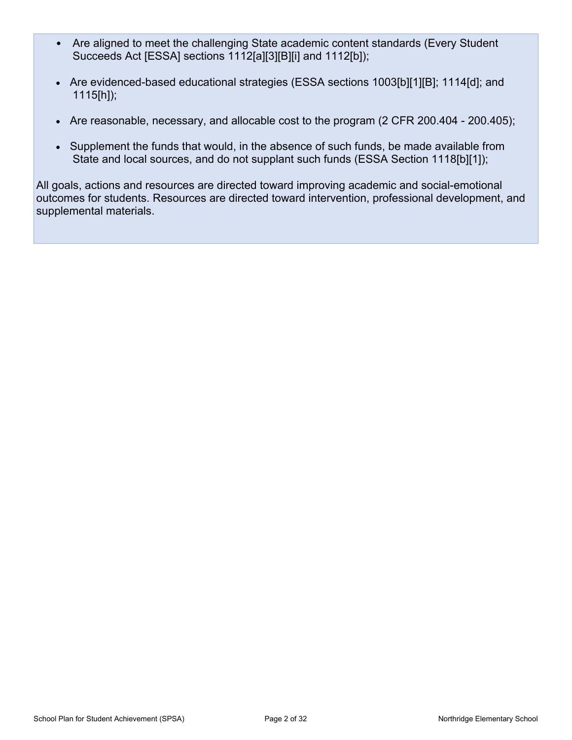- Are aligned to meet the challenging State academic content standards (Every Student Succeeds Act [ESSA] sections 1112[a][3][B][i] and 1112[b]);
- Are evidenced-based educational strategies (ESSA sections 1003[b][1][B]; 1114[d]; and 1115[h]);
- Are reasonable, necessary, and allocable cost to the program (2 CFR 200.404 - 200.405);
- Supplement the funds that would, in the absence of such funds, be made available from State and local sources, and do not supplant such funds (ESSA Section 1118[b][1]);

All goals, actions and resources are directed toward improving academic and social-emotional outcomes for students. Resources are directed toward intervention, professional development, and supplemental materials.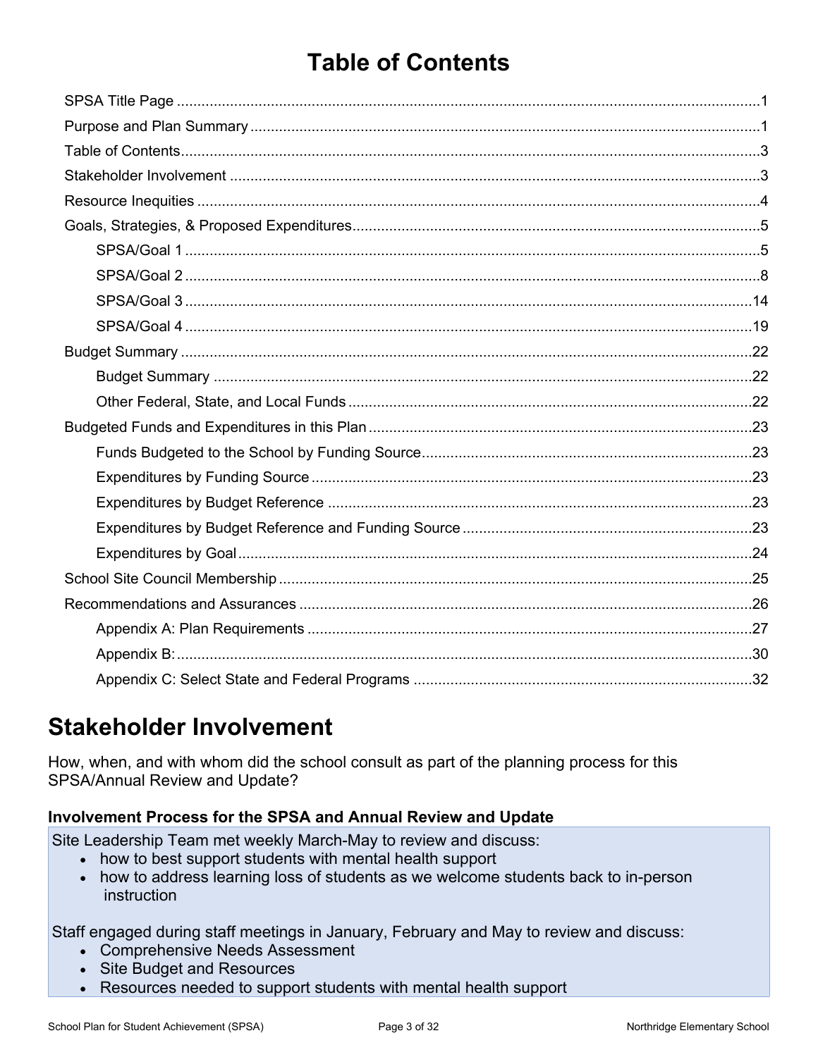# Table of Contents

- SPSA Title Page ............................................................................................................................1
- Purpose and Plan Summary ..........................................................................................................1
- Table of Contents...........................................................................................................................3
- Stakeholder Involvement ...............................................................................................................3
- Resource Inequities .......................................................................................................................4
- Goals, Strategies, & Proposed Expenditures.................................................................................5
  - SPSA/Goal 1 ..........................................................................................................................5
  - SPSA/Goal 2 ..........................................................................................................................8
  - SPSA/Goal 3 ........................................................................................................................14
  - SPSA/Goal 4 ........................................................................................................................19
- Budget Summary ........................................................................................................................22
  - Budget Summary .................................................................................................................22
  - Other Federal, State, and Local Funds ................................................................................22
- Budgeted Funds and Expenditures in this Plan ...........................................................................23
  - Funds Budgeted to the School by Funding Source..............................................................23
  - Expenditures by Funding Source .........................................................................................23
  - Expenditures by Budget Reference .....................................................................................23
  - Expenditures by Budget Reference and Funding Source ....................................................23
  - Expenditures by Goal ..........................................................................................................24
- School Site Council Membership .................................................................................................25
- Recommendations and Assurances ............................................................................................26
  - Appendix A: Plan Requirements .........................................................................................27
  - Appendix B:..........................................................................................................................30
  - Appendix C: Select State and Federal Programs ................................................................32

# Stakeholder Involvement

How, when, and with whom did the school consult as part of the planning process for this SPSA/Annual Review and Update?

### Involvement Process for the SPSA and Annual Review and Update

Site Leadership Team met weekly March-May to review and discuss:

- how to best support students with mental health support
- how to address learning loss of students as we welcome students back to in-person instruction

Staff engaged during staff meetings in January, February and May to review and discuss:

- Comprehensive Needs Assessment
- Site Budget and Resources
- Resources needed to support students with mental health support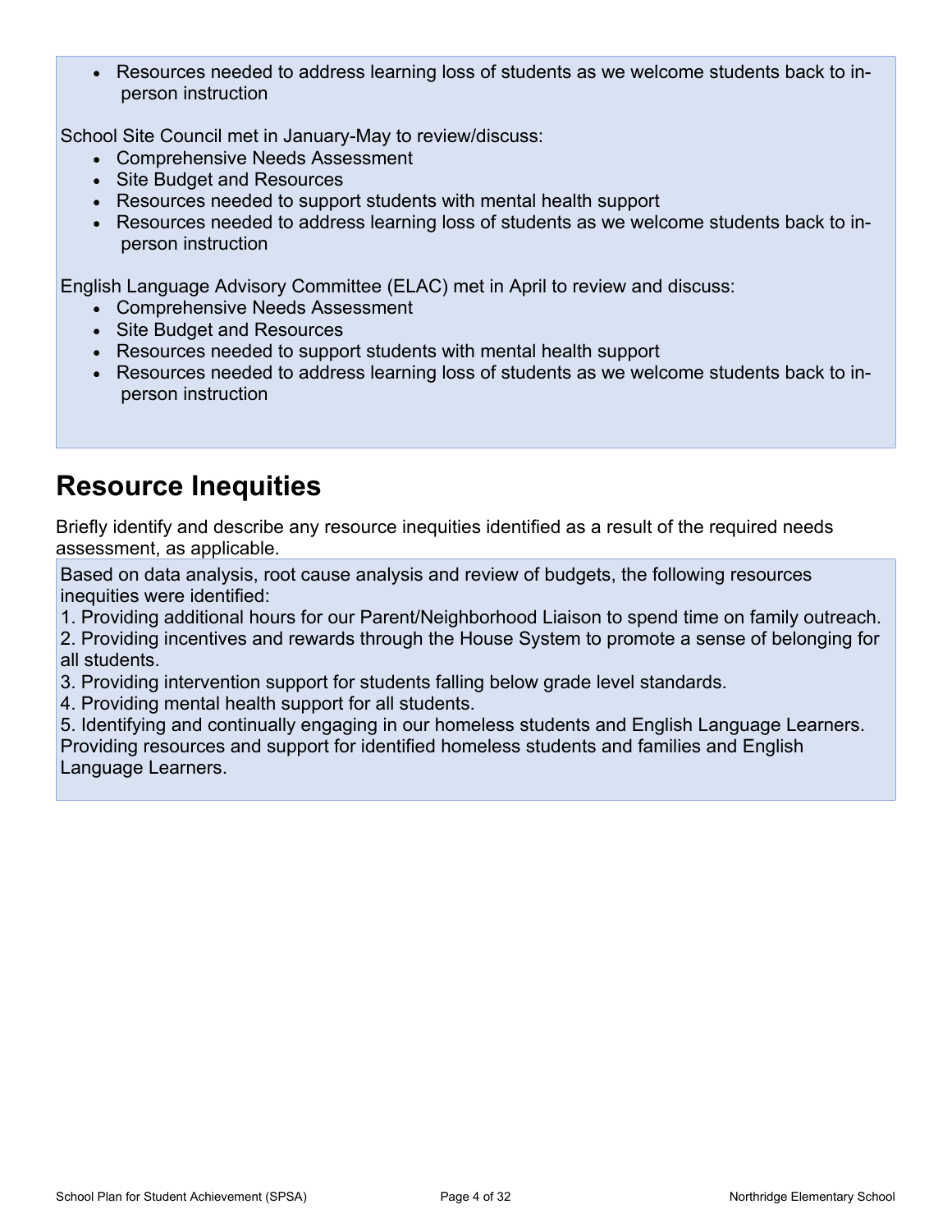- Resources needed to address learning loss of students as we welcome students back to in-person instruction

School Site Council met in January-May to review/discuss:

- Comprehensive Needs Assessment
- Site Budget and Resources
- Resources needed to support students with mental health support
- Resources needed to address learning loss of students as we welcome students back to in-person instruction

English Language Advisory Committee (ELAC) met in April to review and discuss:

- Comprehensive Needs Assessment
- Site Budget and Resources
- Resources needed to support students with mental health support
- Resources needed to address learning loss of students as we welcome students back to in-person instruction

# Resource Inequities

Briefly identify and describe any resource inequities identified as a result of the required needs assessment, as applicable.

Based on data analysis, root cause analysis and review of budgets, the following resources inequities were identified:

1. Providing additional hours for our Parent/Neighborhood Liaison to spend time on family outreach.
2. Providing incentives and rewards through the House System to promote a sense of belonging for all students.
3. Providing intervention support for students falling below grade level standards.
4. Providing mental health support for all students.
5. Identifying and continually engaging in our homeless students and English Language Learners. Providing resources and support for identified homeless students and families and English Language Learners.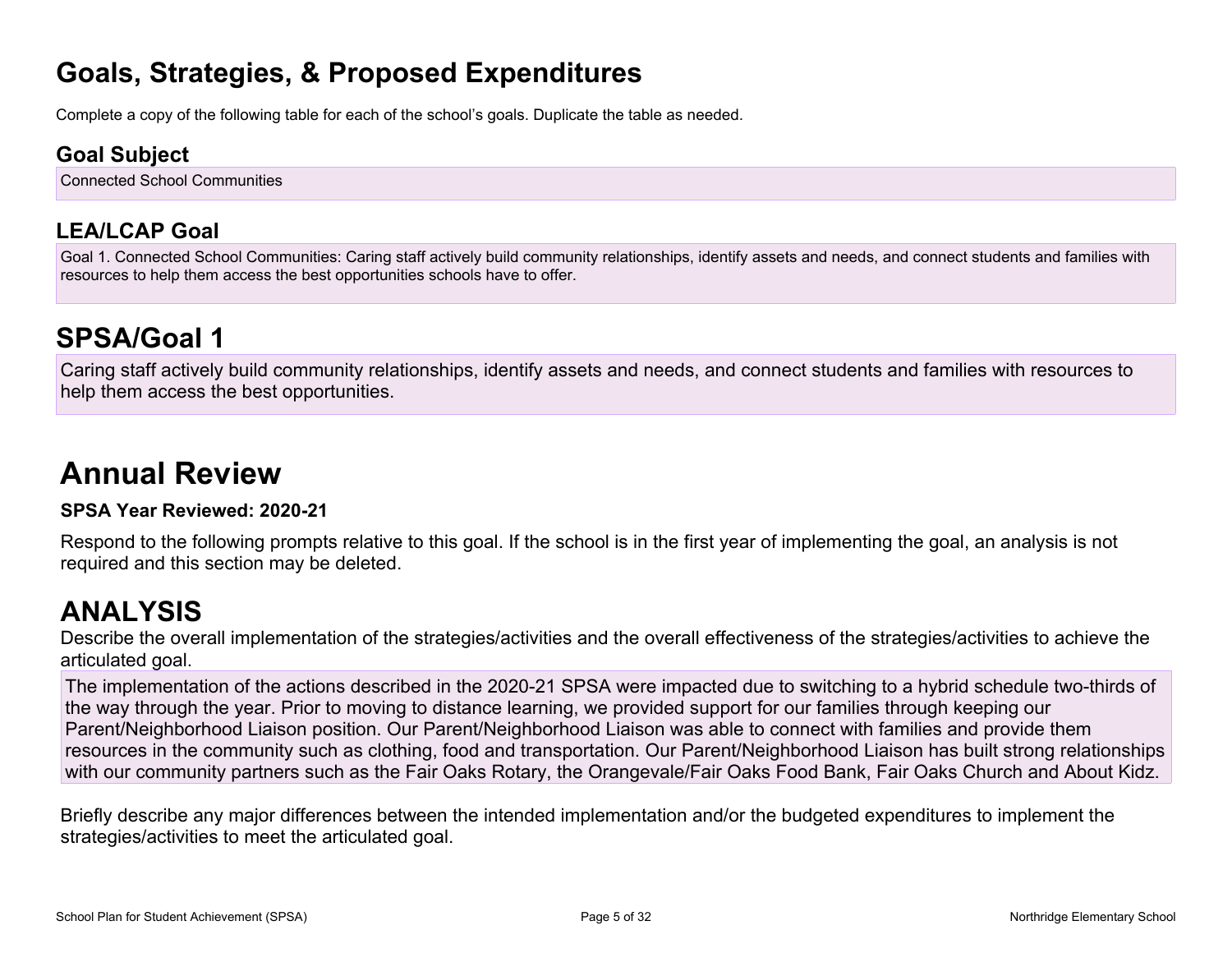# Goals, Strategies, & Proposed Expenditures

Complete a copy of the following table for each of the school's goals. Duplicate the table as needed.

## Goal Subject

Connected School Communities

## LEA/LCAP Goal

Goal 1. Connected School Communities: Caring staff actively build community relationships, identify assets and needs, and connect students and families with resources to help them access the best opportunities schools have to offer.

# SPSA/Goal 1

Caring staff actively build community relationships, identify assets and needs, and connect students and families with resources to help them access the best opportunities.

# Annual Review

**SPSA Year Reviewed: 2020-21**

Respond to the following prompts relative to this goal. If the school is in the first year of implementing the goal, an analysis is not required and this section may be deleted.

# ANALYSIS

Describe the overall implementation of the strategies/activities and the overall effectiveness of the strategies/activities to achieve the articulated goal.

The implementation of the actions described in the 2020-21 SPSA were impacted due to switching to a hybrid schedule two-thirds of the way through the year. Prior to moving to distance learning, we provided support for our families through keeping our Parent/Neighborhood Liaison position. Our Parent/Neighborhood Liaison was able to connect with families and provide them resources in the community such as clothing, food and transportation. Our Parent/Neighborhood Liaison has built strong relationships with our community partners such as the Fair Oaks Rotary, the Orangevale/Fair Oaks Food Bank, Fair Oaks Church and About Kidz.

Briefly describe any major differences between the intended implementation and/or the budgeted expenditures to implement the strategies/activities to meet the articulated goal.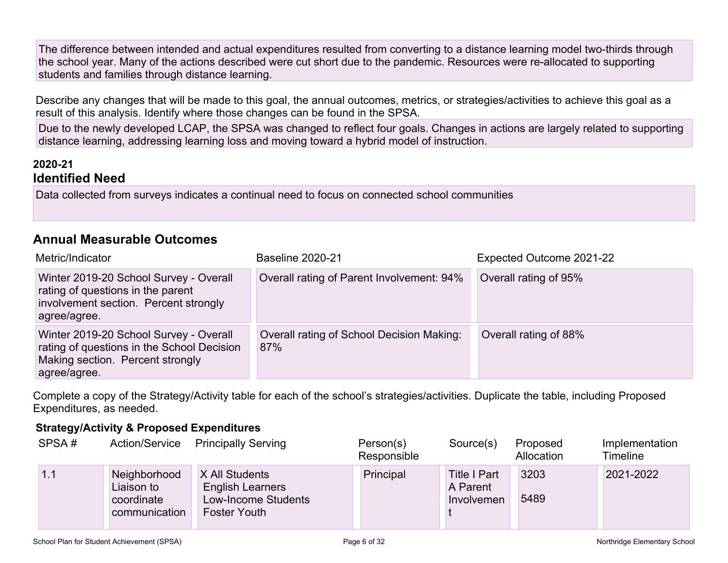The difference between intended and actual expenditures resulted from converting to a distance learning model two-thirds through the school year. Many of the actions described were cut short due to the pandemic. Resources were re-allocated to supporting students and families through distance learning.

Describe any changes that will be made to this goal, the annual outcomes, metrics, or strategies/activities to achieve this goal as a result of this analysis. Identify where those changes can be found in the SPSA.

Due to the newly developed LCAP, the SPSA was changed to reflect four goals. Changes in actions are largely related to supporting distance learning, addressing learning loss and moving toward a hybrid model of instruction.

**2020-21**

## Identified Need

Data collected from surveys indicates a continual need to focus on connected school communities

## Annual Measurable Outcomes

| Metric/Indicator | Baseline 2020-21 | Expected Outcome 2021-22 |
|---|---|---|
| Winter 2019-20 School Survey - Overall rating of questions in the parent involvement section. Percent strongly agree/agree. | Overall rating of Parent Involvement: 94% | Overall rating of 95% |
| Winter 2019-20 School Survey - Overall rating of questions in the School Decision Making section. Percent strongly agree/agree. | Overall rating of School Decision Making: 87% | Overall rating of 88% |

Complete a copy of the Strategy/Activity table for each of the school's strategies/activities. Duplicate the table, including Proposed Expenditures, as needed.

### Strategy/Activity & Proposed Expenditures

| SPSA # | Action/Service | Principally Serving | Person(s) Responsible | Source(s) | Proposed Allocation | Implementation Timeline |
|---|---|---|---|---|---|---|
| 1.1 | Neighborhood Liaison to coordinate communication | X All Students<br>English Learners<br>Low-Income Students<br>Foster Youth | Principal | Title I Part A Parent Involvement | 3203<br><br>5489 | 2021-2022 |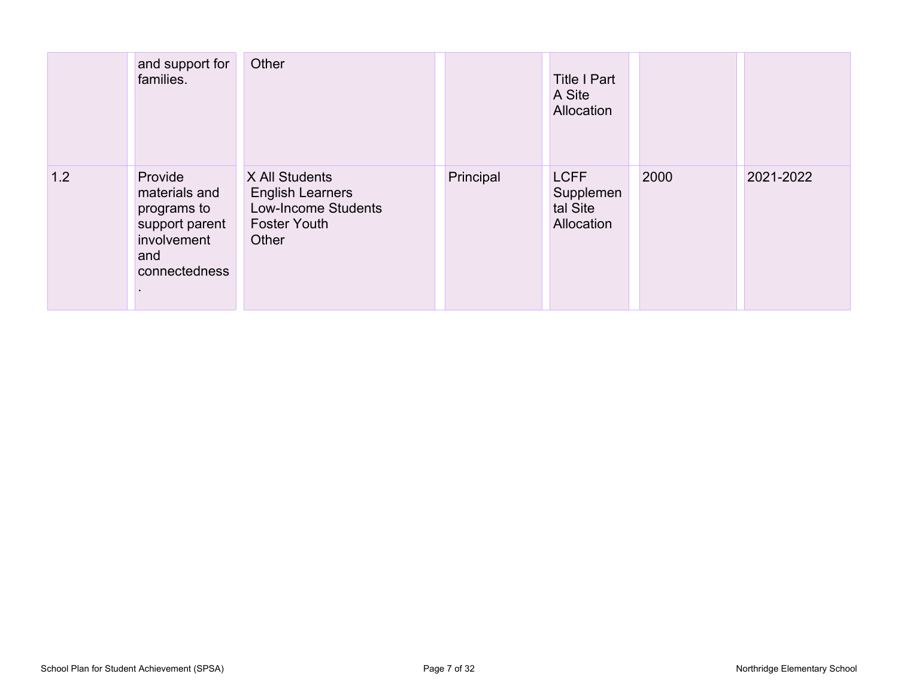| | | | | | | |
|---|---|---|---|---|---|---|
| | and support for families. | Other | | Title I Part A Site Allocation | | |
| 1.2 | Provide materials and programs to support parent involvement and connectedness. | X All Students<br>English Learners<br>Low-Income Students<br>Foster Youth<br>Other | Principal | LCFF Supplemental Site Allocation | 2000 | 2021-2022 |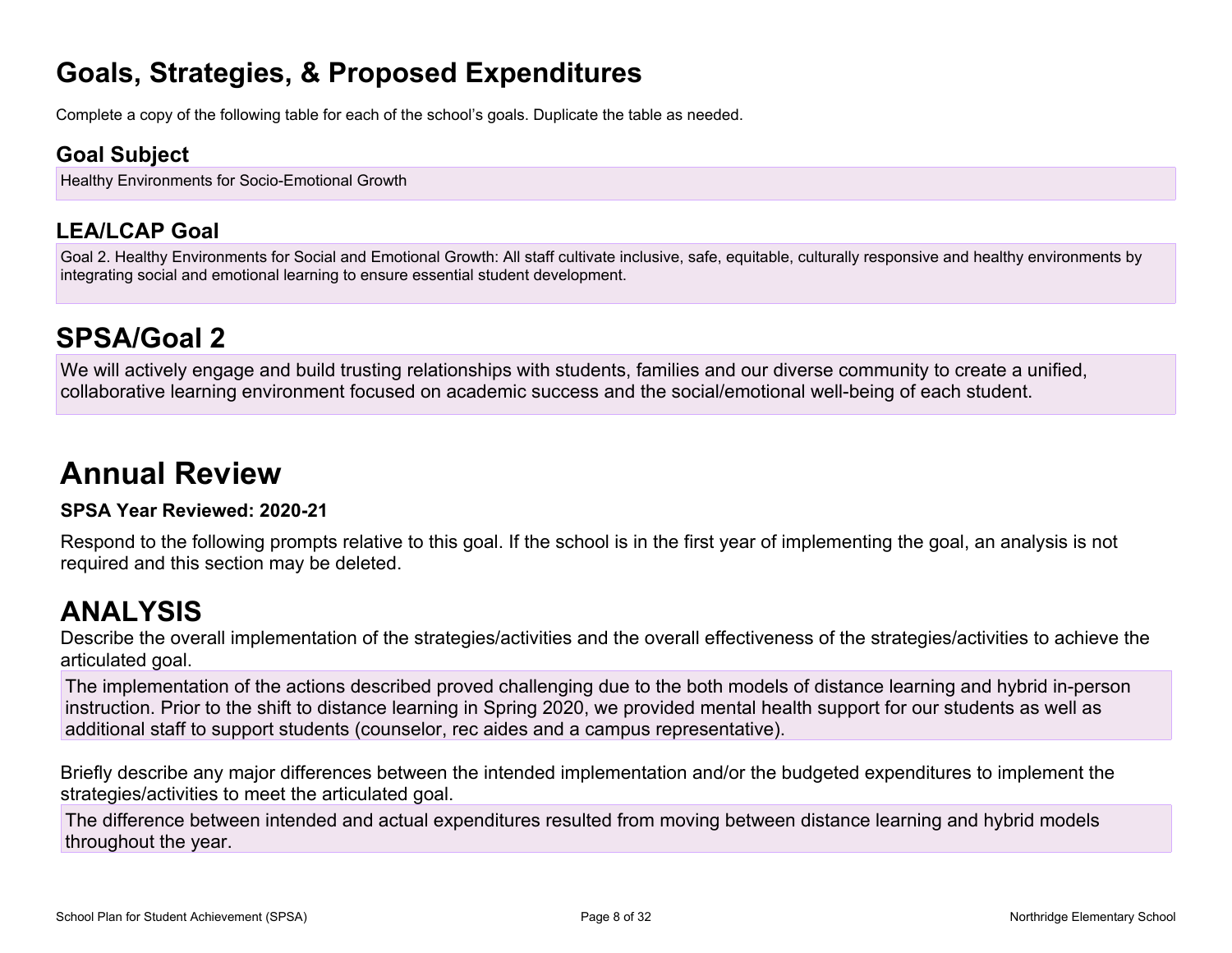# Goals, Strategies, & Proposed Expenditures

Complete a copy of the following table for each of the school's goals. Duplicate the table as needed.

### Goal Subject

Healthy Environments for Socio-Emotional Growth

### LEA/LCAP Goal

Goal 2. Healthy Environments for Social and Emotional Growth: All staff cultivate inclusive, safe, equitable, culturally responsive and healthy environments by integrating social and emotional learning to ensure essential student development.

## SPSA/Goal 2

We will actively engage and build trusting relationships with students, families and our diverse community to create a unified, collaborative learning environment focused on academic success and the social/emotional well-being of each student.

# Annual Review

**SPSA Year Reviewed: 2020-21**

Respond to the following prompts relative to this goal. If the school is in the first year of implementing the goal, an analysis is not required and this section may be deleted.

## ANALYSIS

Describe the overall implementation of the strategies/activities and the overall effectiveness of the strategies/activities to achieve the articulated goal.

The implementation of the actions described proved challenging due to the both models of distance learning and hybrid in-person instruction. Prior to the shift to distance learning in Spring 2020, we provided mental health support for our students as well as additional staff to support students (counselor, rec aides and a campus representative).

Briefly describe any major differences between the intended implementation and/or the budgeted expenditures to implement the strategies/activities to meet the articulated goal.

The difference between intended and actual expenditures resulted from moving between distance learning and hybrid models throughout the year.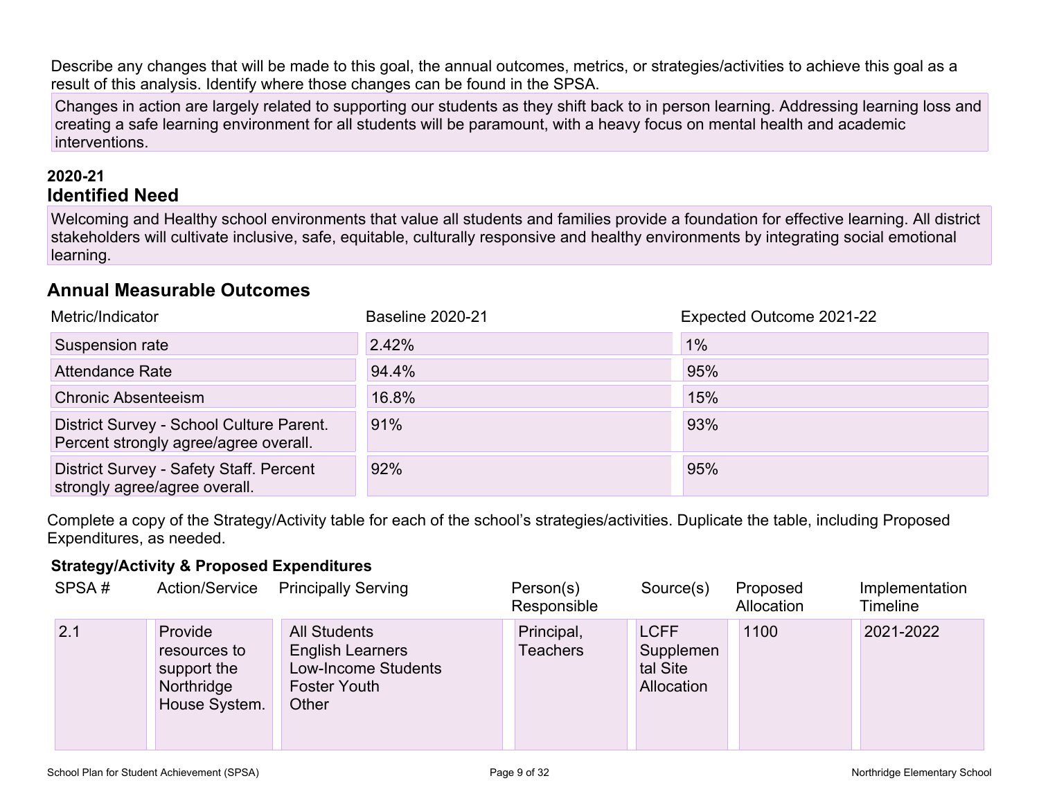Describe any changes that will be made to this goal, the annual outcomes, metrics, or strategies/activities to achieve this goal as a result of this analysis. Identify where those changes can be found in the SPSA.

Changes in action are largely related to supporting our students as they shift back to in person learning. Addressing learning loss and creating a safe learning environment for all students will be paramount, with a heavy focus on mental health and academic interventions.

**2020-21**

## Identified Need

Welcoming and Healthy school environments that value all students and families provide a foundation for effective learning. All district stakeholders will cultivate inclusive, safe, equitable, culturally responsive and healthy environments by integrating social emotional learning.

## Annual Measurable Outcomes

| Metric/Indicator | Baseline 2020-21 | Expected Outcome 2021-22 |
|---|---|---|
| Suspension rate | 2.42% | 1% |
| Attendance Rate | 94.4% | 95% |
| Chronic Absenteeism | 16.8% | 15% |
| District Survey - School Culture Parent. Percent strongly agree/agree overall. | 91% | 93% |
| District Survey - Safety Staff. Percent strongly agree/agree overall. | 92% | 95% |

Complete a copy of the Strategy/Activity table for each of the school's strategies/activities. Duplicate the table, including Proposed Expenditures, as needed.

**Strategy/Activity & Proposed Expenditures**

| SPSA # | Action/Service | Principally Serving | Person(s) Responsible | Source(s) | Proposed Allocation | Implementation Timeline |
|---|---|---|---|---|---|---|
| 2.1 | Provide resources to support the Northridge House System. | All Students<br>English Learners<br>Low-Income Students<br>Foster Youth<br>Other | Principal, Teachers | LCFF Supplemental Site Allocation | 1100 | 2021-2022 |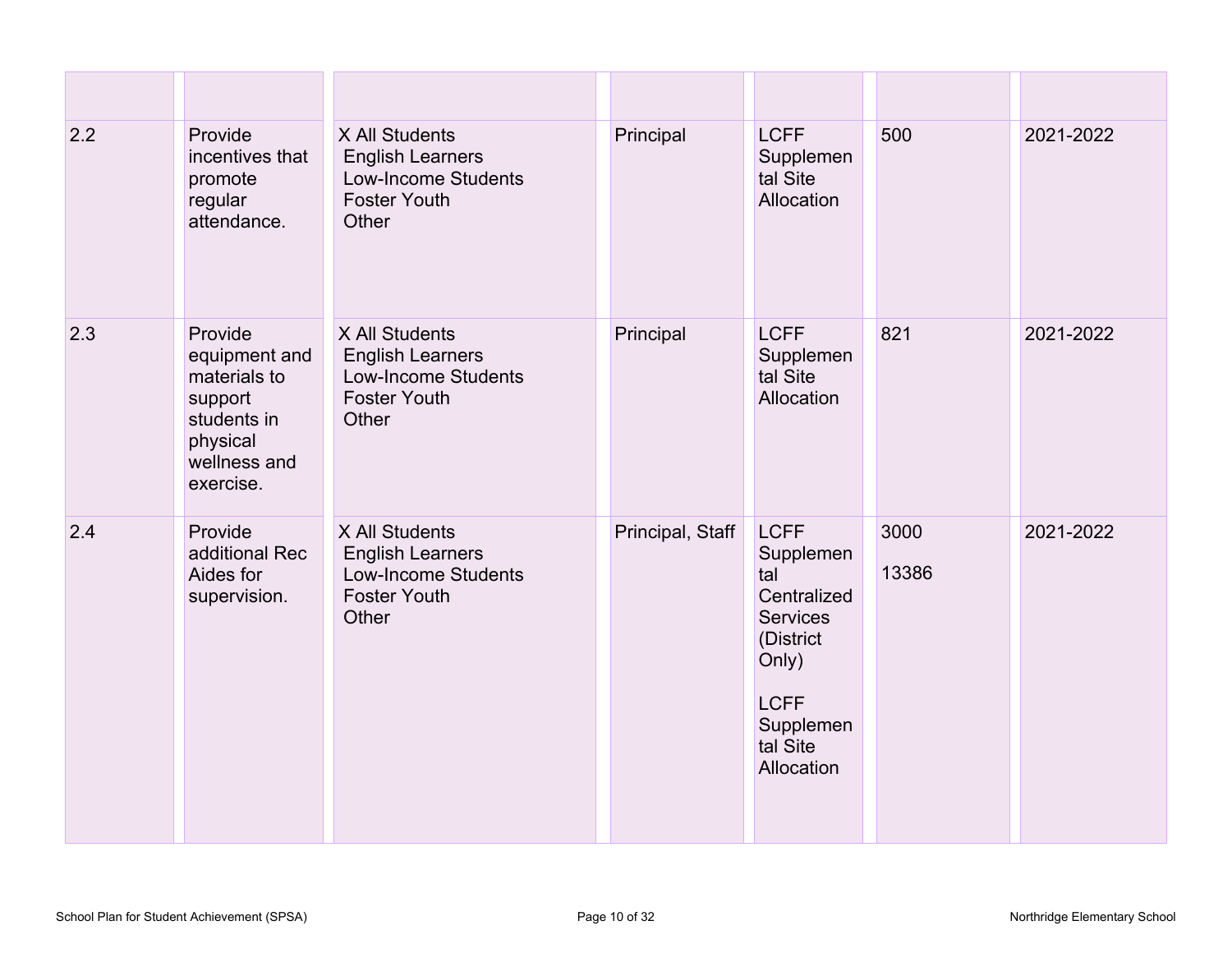| | | | | | | |
|---|---|---|---|---|---|---|
| 2.2 | Provide incentives that promote regular attendance. | X All Students<br>English Learners<br>Low-Income Students<br>Foster Youth<br>Other | Principal | LCFF Supplemental Site Allocation | 500 | 2021-2022 |
| 2.3 | Provide equipment and materials to support students in physical wellness and exercise. | X All Students<br>English Learners<br>Low-Income Students<br>Foster Youth<br>Other | Principal | LCFF Supplemental Site Allocation | 821 | 2021-2022 |
| 2.4 | Provide additional Rec Aides for supervision. | X All Students<br>English Learners<br>Low-Income Students<br>Foster Youth<br>Other | Principal, Staff | LCFF Supplemental Centralized Services (District Only)<br><br>LCFF Supplemental Site Allocation | 3000<br><br>13386 | 2021-2022 |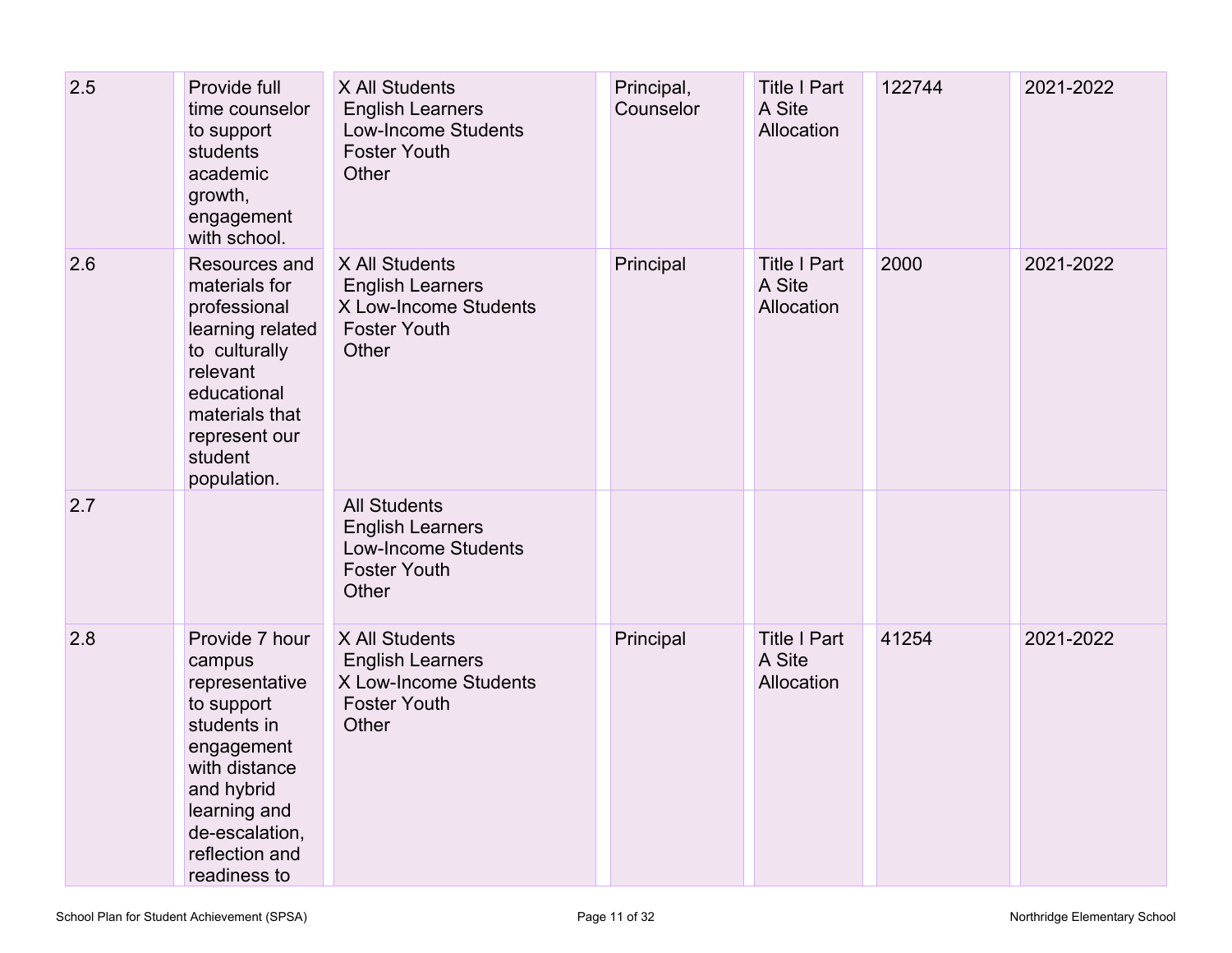| 2.5 | Provide full time counselor to support students academic growth, engagement with school. | X All Students<br>English Learners<br>Low-Income Students<br>Foster Youth<br>Other | Principal, Counselor | Title I Part A Site Allocation | 122744 | 2021-2022 |
|---|---|---|---|---|---|---|
| 2.6 | Resources and materials for professional learning related to culturally relevant educational materials that represent our student population. | X All Students<br>English Learners<br>X Low-Income Students<br>Foster Youth<br>Other | Principal | Title I Part A Site Allocation | 2000 | 2021-2022 |
| 2.7 | | All Students<br>English Learners<br>Low-Income Students<br>Foster Youth<br>Other | | | | |
| 2.8 | Provide 7 hour campus representative to support students in engagement with distance and hybrid learning and de-escalation, reflection and readiness to | X All Students<br>English Learners<br>X Low-Income Students<br>Foster Youth<br>Other | Principal | Title I Part A Site Allocation | 41254 | 2021-2022 |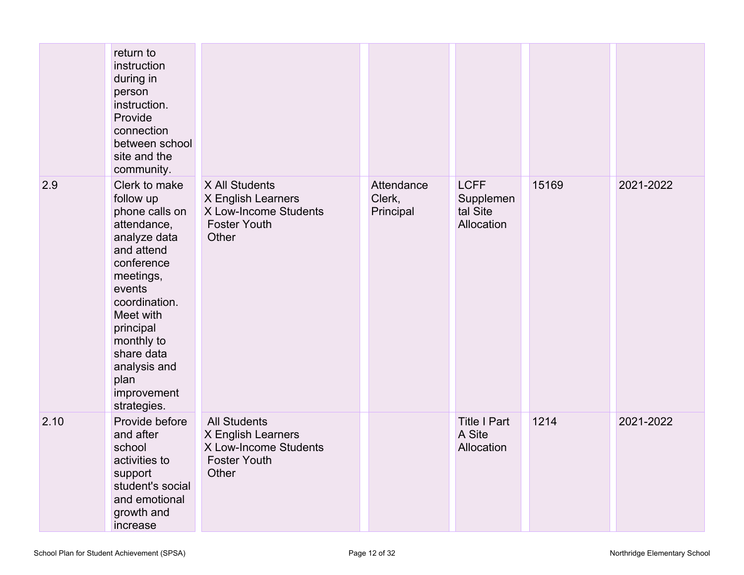| | | | | | | |
|---|---|---|---|---|---|---|
| | return to instruction during in person instruction. Provide connection between school site and the community. | | | | | |
| 2.9 | Clerk to make follow up phone calls on attendance, analyze data and attend conference meetings, events coordination. Meet with principal monthly to share data analysis and plan improvement strategies. | X All Students<br>X English Learners<br>X Low-Income Students<br>Foster Youth<br>Other | Attendance Clerk, Principal | LCFF Supplemental Site Allocation | 15169 | 2021-2022 |
| 2.10 | Provide before and after school activities to support student's social and emotional growth and increase | All Students<br>X English Learners<br>X Low-Income Students<br>Foster Youth<br>Other | | Title I Part A Site Allocation | 1214 | 2021-2022 |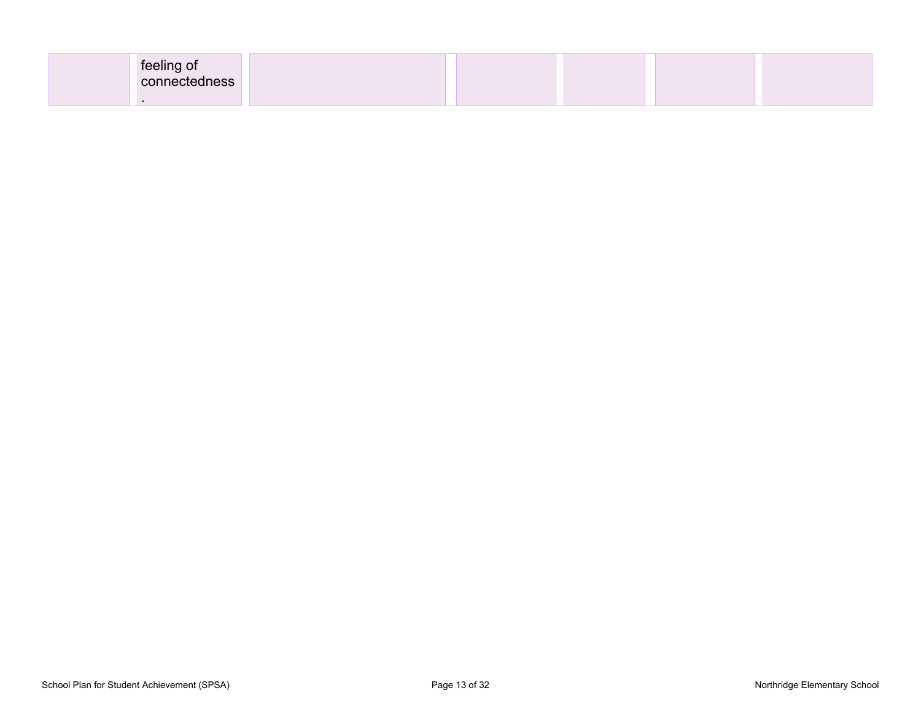| | | | | | | |
|---|---|---|---|---|---|---|
| | feeling of connectedness. | | | | | |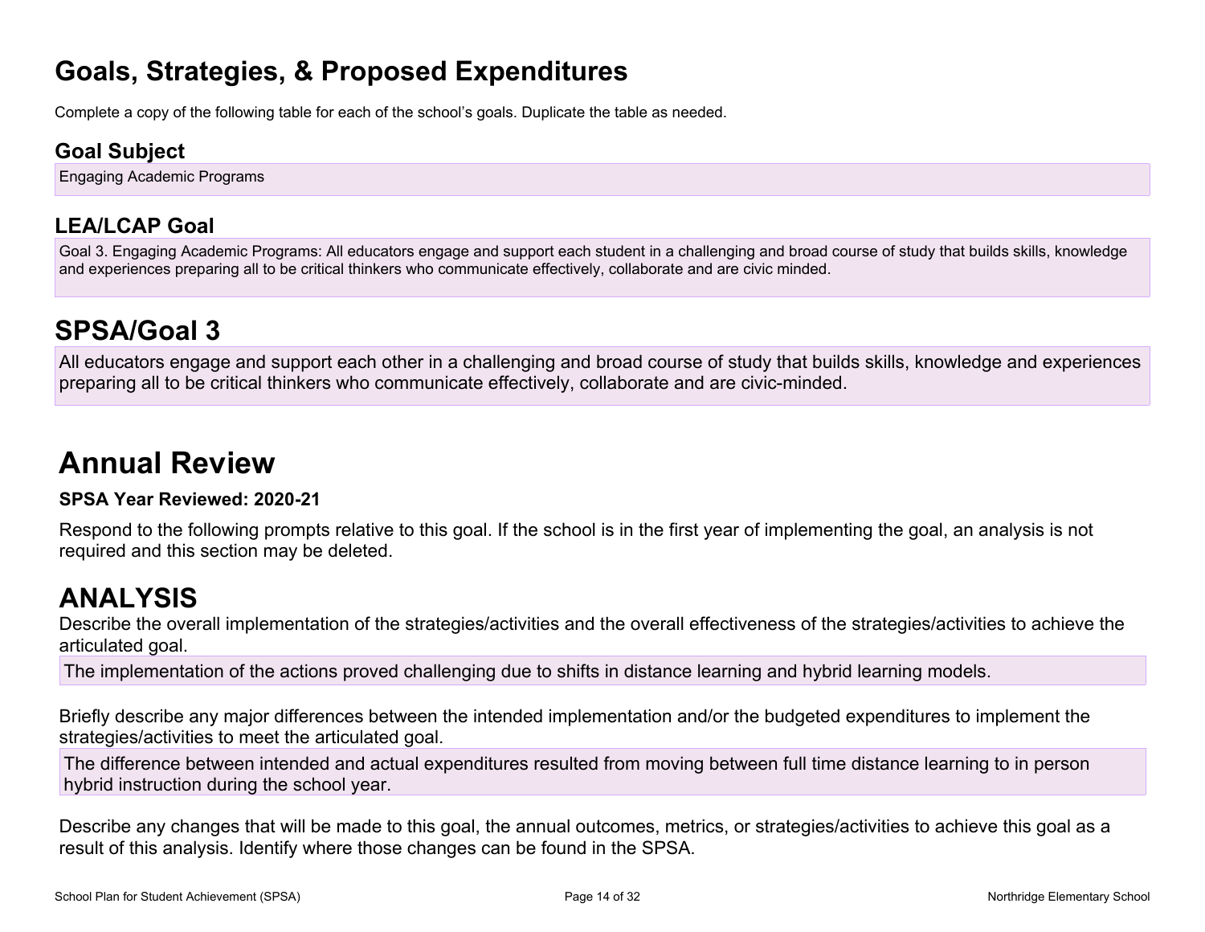# Goals, Strategies, & Proposed Expenditures

Complete a copy of the following table for each of the school's goals. Duplicate the table as needed.

### Goal Subject

Engaging Academic Programs

### LEA/LCAP Goal

Goal 3. Engaging Academic Programs: All educators engage and support each student in a challenging and broad course of study that builds skills, knowledge and experiences preparing all to be critical thinkers who communicate effectively, collaborate and are civic minded.

## SPSA/Goal 3

All educators engage and support each other in a challenging and broad course of study that builds skills, knowledge and experiences preparing all to be critical thinkers who communicate effectively, collaborate and are civic-minded.

# Annual Review

**SPSA Year Reviewed: 2020-21**

Respond to the following prompts relative to this goal. If the school is in the first year of implementing the goal, an analysis is not required and this section may be deleted.

## ANALYSIS

Describe the overall implementation of the strategies/activities and the overall effectiveness of the strategies/activities to achieve the articulated goal.

The implementation of the actions proved challenging due to shifts in distance learning and hybrid learning models.

Briefly describe any major differences between the intended implementation and/or the budgeted expenditures to implement the strategies/activities to meet the articulated goal.

The difference between intended and actual expenditures resulted from moving between full time distance learning to in person hybrid instruction during the school year.

Describe any changes that will be made to this goal, the annual outcomes, metrics, or strategies/activities to achieve this goal as a result of this analysis. Identify where those changes can be found in the SPSA.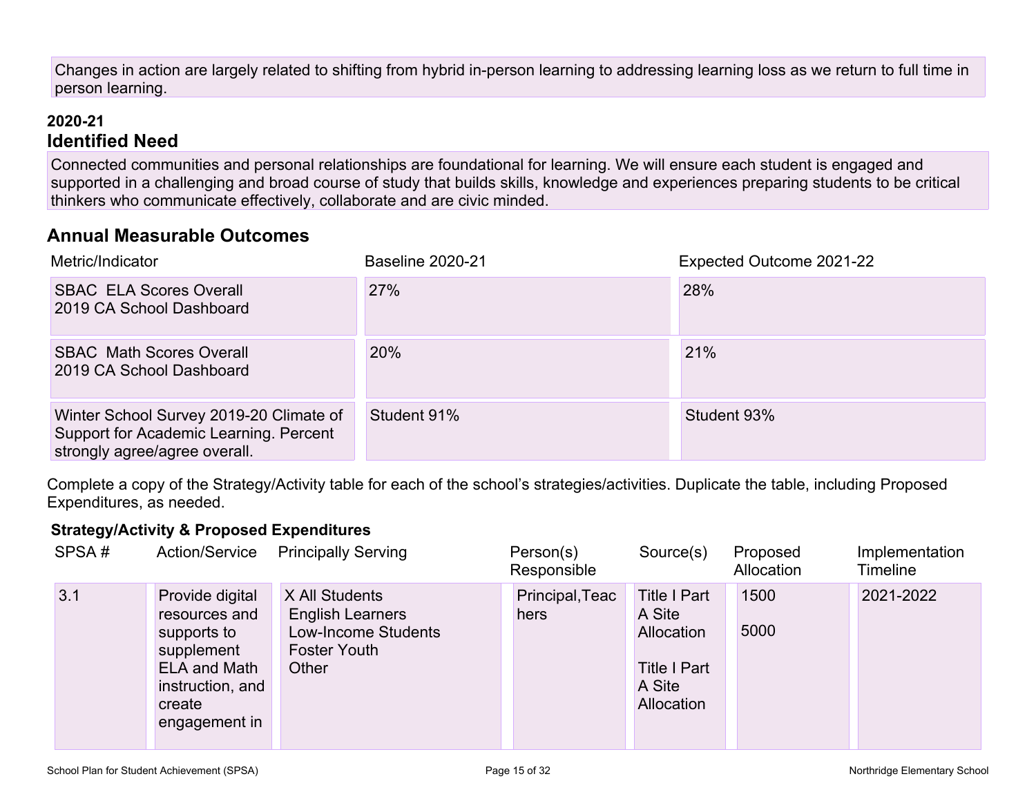Changes in action are largely related to shifting from hybrid in-person learning to addressing learning loss as we return to full time in person learning.

### 2020-21
## Identified Need

Connected communities and personal relationships are foundational for learning. We will ensure each student is engaged and supported in a challenging and broad course of study that builds skills, knowledge and experiences preparing students to be critical thinkers who communicate effectively, collaborate and are civic minded.

## Annual Measurable Outcomes

| Metric/Indicator | Baseline 2020-21 | Expected Outcome 2021-22 |
|---|---|---|
| SBAC ELA Scores Overall 2019 CA School Dashboard | 27% | 28% |
| SBAC Math Scores Overall 2019 CA School Dashboard | 20% | 21% |
| Winter School Survey 2019-20 Climate of Support for Academic Learning. Percent strongly agree/agree overall. | Student 91% | Student 93% |

Complete a copy of the Strategy/Activity table for each of the school's strategies/activities. Duplicate the table, including Proposed Expenditures, as needed.

**Strategy/Activity & Proposed Expenditures**

| SPSA # | Action/Service | Principally Serving | Person(s) Responsible | Source(s) | Proposed Allocation | Implementation Timeline |
|---|---|---|---|---|---|---|
| 3.1 | Provide digital resources and supports to supplement ELA and Math instruction, and create engagement in | X All Students<br>English Learners<br>Low-Income Students<br>Foster Youth<br>Other | Principal,Teachers | Title I Part A Site Allocation<br><br>Title I Part A Site Allocation | 1500<br><br>5000 | 2021-2022 |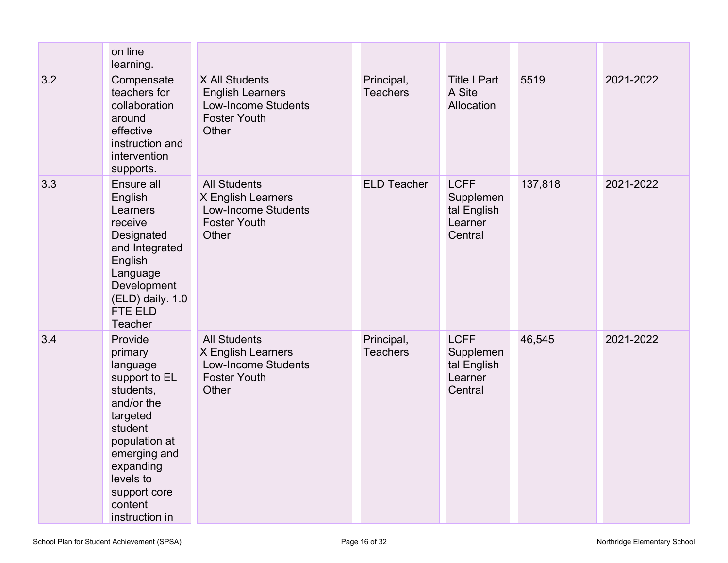| | | | | | | |
|---|---|---|---|---|---|---|
| | on line learning. | | | | | |
| 3.2 | Compensate teachers for collaboration around effective instruction and intervention supports. | X All Students<br>English Learners<br>Low-Income Students<br>Foster Youth<br>Other | Principal, Teachers | Title I Part A Site Allocation | 5519 | 2021-2022 |
| 3.3 | Ensure all English Learners receive Designated and Integrated English Language Development (ELD) daily. 1.0 FTE ELD Teacher | All Students<br>X English Learners<br>Low-Income Students<br>Foster Youth<br>Other | ELD Teacher | LCFF Supplemental English Learner Central | 137,818 | 2021-2022 |
| 3.4 | Provide primary language support to EL students, and/or the targeted student population at emerging and expanding levels to support core content instruction in | All Students<br>X English Learners<br>Low-Income Students<br>Foster Youth<br>Other | Principal, Teachers | LCFF Supplemental English Learner Central | 46,545 | 2021-2022 |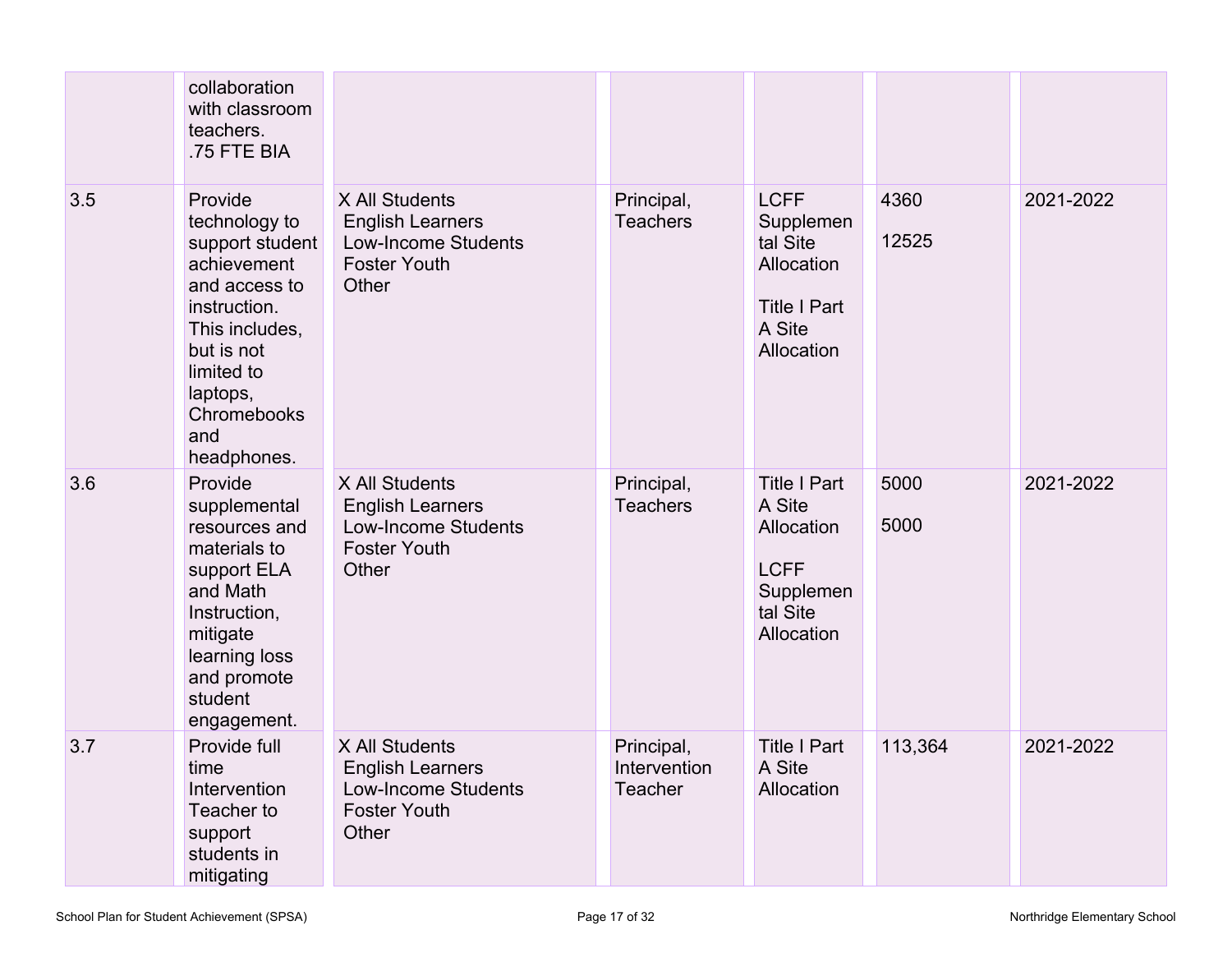| | | | | | | |
|---|---|---|---|---|---|---|
| | collaboration with classroom teachers.<br>.75 FTE BIA | | | | | |
| 3.5 | Provide technology to support student achievement and access to instruction. This includes, but is not limited to laptops, Chromebooks and headphones. | X All Students<br>English Learners<br>Low-Income Students<br>Foster Youth<br>Other | Principal, Teachers | LCFF Supplemental Site Allocation<br><br>Title I Part A Site Allocation | 4360<br><br>12525 | 2021-2022 |
| 3.6 | Provide supplemental resources and materials to support ELA and Math Instruction, mitigate learning loss and promote student engagement. | X All Students<br>English Learners<br>Low-Income Students<br>Foster Youth<br>Other | Principal, Teachers | Title I Part A Site Allocation<br><br>LCFF Supplemental Site Allocation | 5000<br><br>5000 | 2021-2022 |
| 3.7 | Provide full time Intervention Teacher to support students in mitigating | X All Students<br>English Learners<br>Low-Income Students<br>Foster Youth<br>Other | Principal, Intervention Teacher | Title I Part A Site Allocation | 113,364 | 2021-2022 |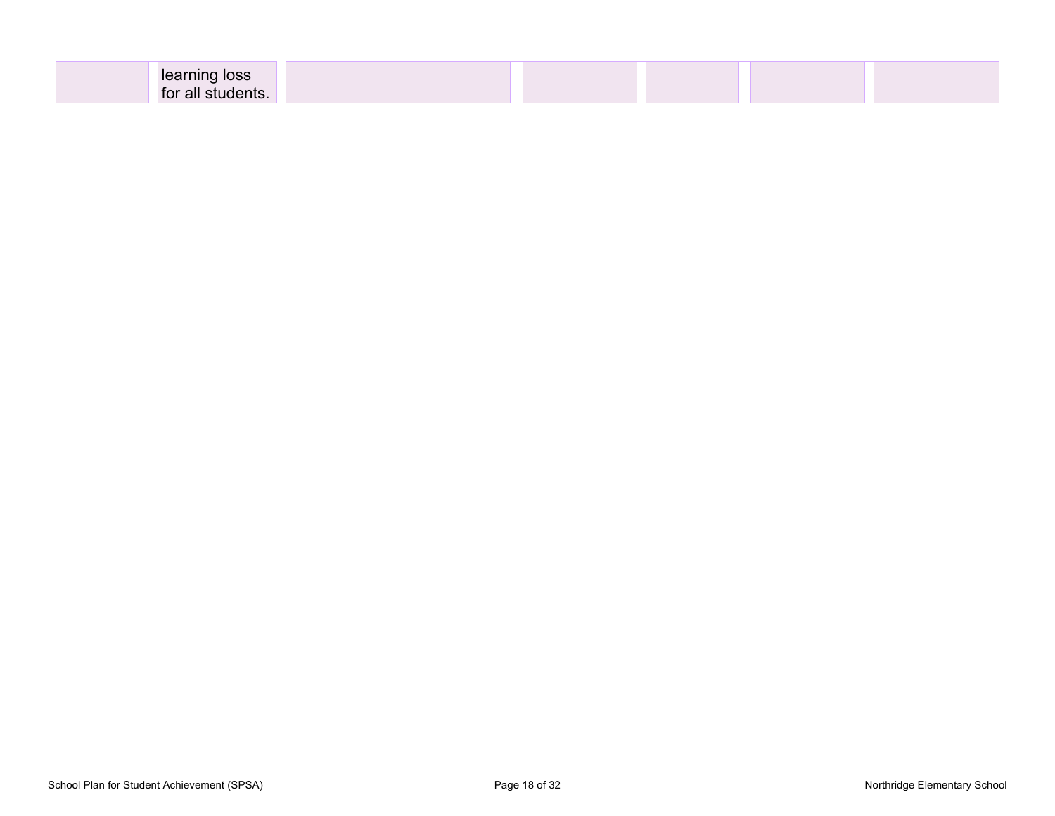| | learning loss for all students. | | | | | |
|---|---|---|---|---|---|---|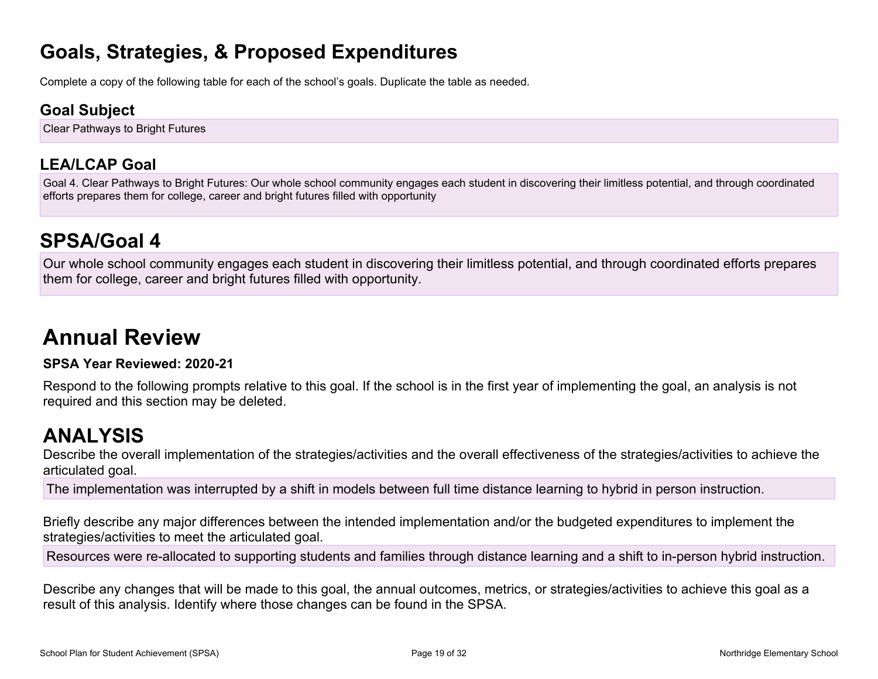# Goals, Strategies, & Proposed Expenditures

Complete a copy of the following table for each of the school's goals. Duplicate the table as needed.

### Goal Subject

Clear Pathways to Bright Futures

### LEA/LCAP Goal

Goal 4. Clear Pathways to Bright Futures: Our whole school community engages each student in discovering their limitless potential, and through coordinated efforts prepares them for college, career and bright futures filled with opportunity

## SPSA/Goal 4

Our whole school community engages each student in discovering their limitless potential, and through coordinated efforts prepares them for college, career and bright futures filled with opportunity.

# Annual Review

**SPSA Year Reviewed: 2020-21**

Respond to the following prompts relative to this goal. If the school is in the first year of implementing the goal, an analysis is not required and this section may be deleted.

## ANALYSIS

Describe the overall implementation of the strategies/activities and the overall effectiveness of the strategies/activities to achieve the articulated goal.

The implementation was interrupted by a shift in models between full time distance learning to hybrid in person instruction.

Briefly describe any major differences between the intended implementation and/or the budgeted expenditures to implement the strategies/activities to meet the articulated goal.

Resources were re-allocated to supporting students and families through distance learning and a shift to in-person hybrid instruction.

Describe any changes that will be made to this goal, the annual outcomes, metrics, or strategies/activities to achieve this goal as a result of this analysis. Identify where those changes can be found in the SPSA.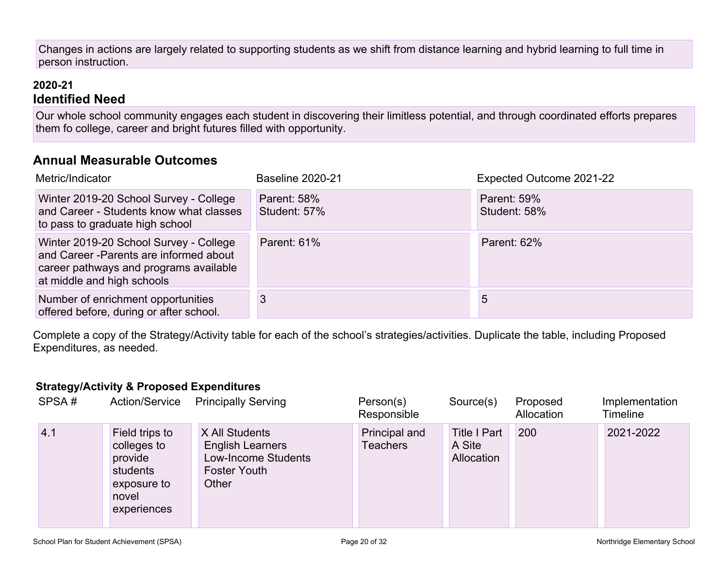Changes in actions are largely related to supporting students as we shift from distance learning and hybrid learning to full time in person instruction.

**2020-21**

### Identified Need

Our whole school community engages each student in discovering their limitless potential, and through coordinated efforts prepares them fo college, career and bright futures filled with opportunity.

### Annual Measurable Outcomes

| Metric/Indicator | Baseline 2020-21 | Expected Outcome 2021-22 |
|---|---|---|
| Winter 2019-20 School Survey - College and Career - Students know what classes to pass to graduate high school | Parent: 58%<br>Student: 57% | Parent: 59%<br>Student: 58% |
| Winter 2019-20 School Survey - College and Career -Parents are informed about career pathways and programs available at middle and high schools | Parent: 61% | Parent: 62% |
| Number of enrichment opportunities offered before, during or after school. | 3 | 5 |

Complete a copy of the Strategy/Activity table for each of the school's strategies/activities. Duplicate the table, including Proposed Expenditures, as needed.

**Strategy/Activity & Proposed Expenditures**

| SPSA # | Action/Service | Principally Serving | Person(s) Responsible | Source(s) | Proposed Allocation | Implementation Timeline |
|---|---|---|---|---|---|---|
| 4.1 | Field trips to colleges to provide students exposure to novel experiences | X All Students<br>English Learners<br>Low-Income Students<br>Foster Youth<br>Other | Principal and Teachers | Title I Part A Site Allocation | 200 | 2021-2022 |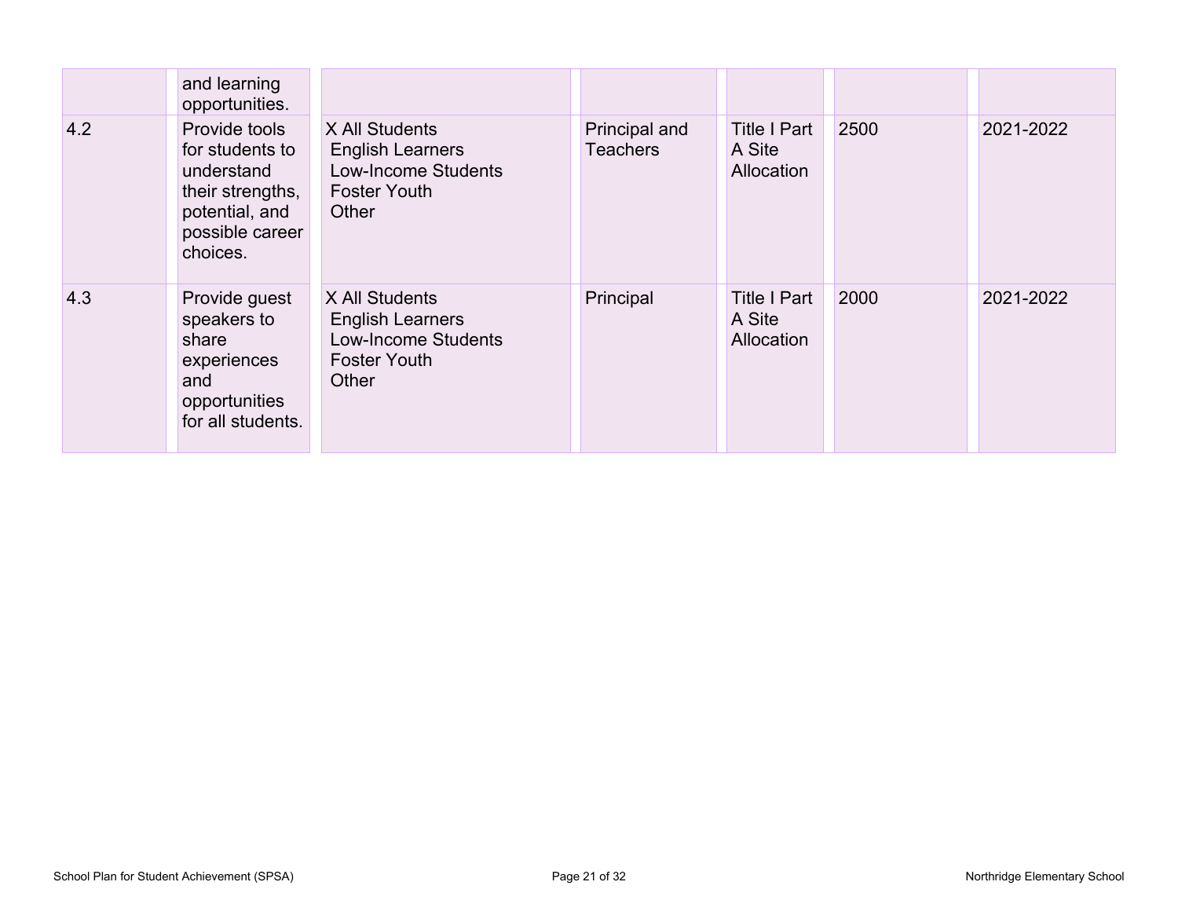| | | | | | | |
|---|---|---|---|---|---|---|
| | and learning opportunities. | | | | | |
| 4.2 | Provide tools for students to understand their strengths, potential, and possible career choices. | X All Students<br>English Learners<br>Low-Income Students<br>Foster Youth<br>Other | Principal and Teachers | Title I Part A Site Allocation | 2500 | 2021-2022 |
| 4.3 | Provide guest speakers to share experiences and opportunities for all students. | X All Students<br>English Learners<br>Low-Income Students<br>Foster Youth<br>Other | Principal | Title I Part A Site Allocation | 2000 | 2021-2022 |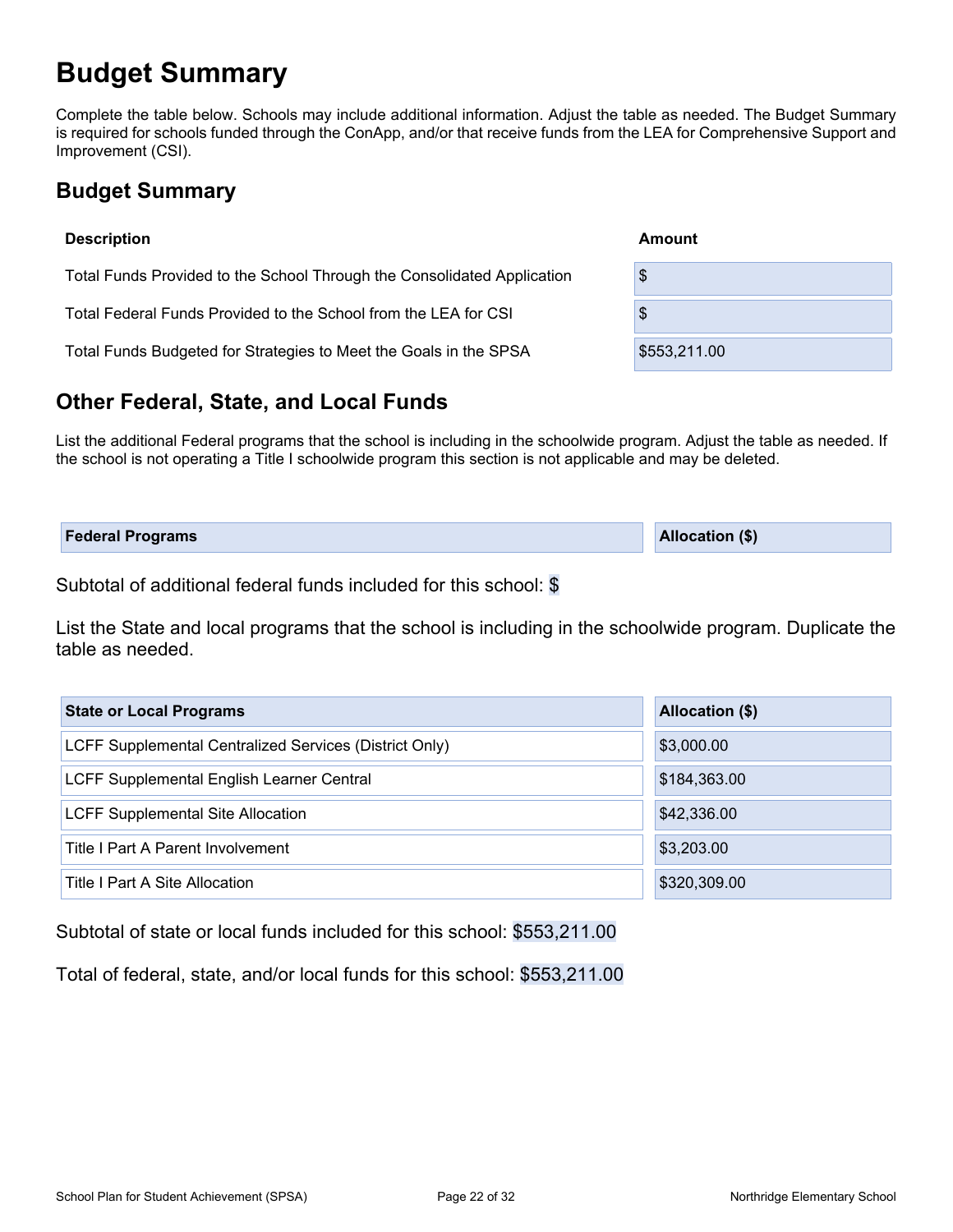# Budget Summary

Complete the table below. Schools may include additional information. Adjust the table as needed. The Budget Summary is required for schools funded through the ConApp, and/or that receive funds from the LEA for Comprehensive Support and Improvement (CSI).

## Budget Summary

| Description | Amount |
| --- | --- |
| Total Funds Provided to the School Through the Consolidated Application | $ |
| Total Federal Funds Provided to the School from the LEA for CSI | $ |
| Total Funds Budgeted for Strategies to Meet the Goals in the SPSA | $553,211.00 |

## Other Federal, State, and Local Funds

List the additional Federal programs that the school is including in the schoolwide program. Adjust the table as needed. If the school is not operating a Title I schoolwide program this section is not applicable and may be deleted.

| Federal Programs | Allocation ($) |
| --- | --- |

Subtotal of additional federal funds included for this school: $

List the State and local programs that the school is including in the schoolwide program. Duplicate the table as needed.

| State or Local Programs | Allocation ($) |
| --- | --- |
| LCFF Supplemental Centralized Services (District Only) | $3,000.00 |
| LCFF Supplemental English Learner Central | $184,363.00 |
| LCFF Supplemental Site Allocation | $42,336.00 |
| Title I Part A Parent Involvement | $3,203.00 |
| Title I Part A Site Allocation | $320,309.00 |

Subtotal of state or local funds included for this school: $553,211.00

Total of federal, state, and/or local funds for this school: $553,211.00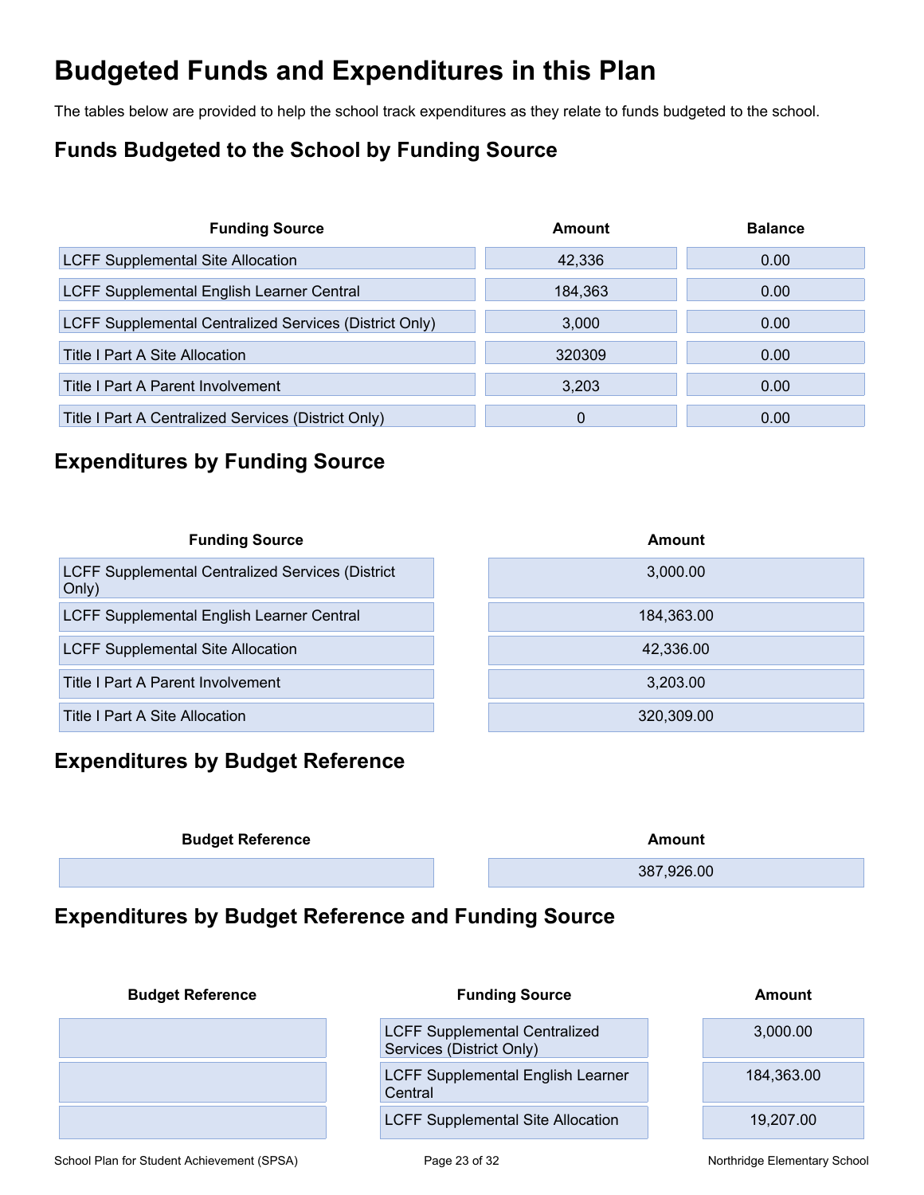# Budgeted Funds and Expenditures in this Plan

The tables below are provided to help the school track expenditures as they relate to funds budgeted to the school.

## Funds Budgeted to the School by Funding Source

| Funding Source | Amount | Balance |
|---|---|---|
| LCFF Supplemental Site Allocation | 42,336 | 0.00 |
| LCFF Supplemental English Learner Central | 184,363 | 0.00 |
| LCFF Supplemental Centralized Services (District Only) | 3,000 | 0.00 |
| Title I Part A Site Allocation | 320309 | 0.00 |
| Title I Part A Parent Involvement | 3,203 | 0.00 |
| Title I Part A Centralized Services (District Only) | 0 | 0.00 |

## Expenditures by Funding Source

| Funding Source | Amount |
|---|---|
| LCFF Supplemental Centralized Services (District Only) | 3,000.00 |
| LCFF Supplemental English Learner Central | 184,363.00 |
| LCFF Supplemental Site Allocation | 42,336.00 |
| Title I Part A Parent Involvement | 3,203.00 |
| Title I Part A Site Allocation | 320,309.00 |

## Expenditures by Budget Reference

| Budget Reference | Amount |
|---|---|
| | 387,926.00 |

## Expenditures by Budget Reference and Funding Source

| Budget Reference | Funding Source | Amount |
|---|---|---|
| | LCFF Supplemental Centralized Services (District Only) | 3,000.00 |
| | LCFF Supplemental English Learner Central | 184,363.00 |
| | LCFF Supplemental Site Allocation | 19,207.00 |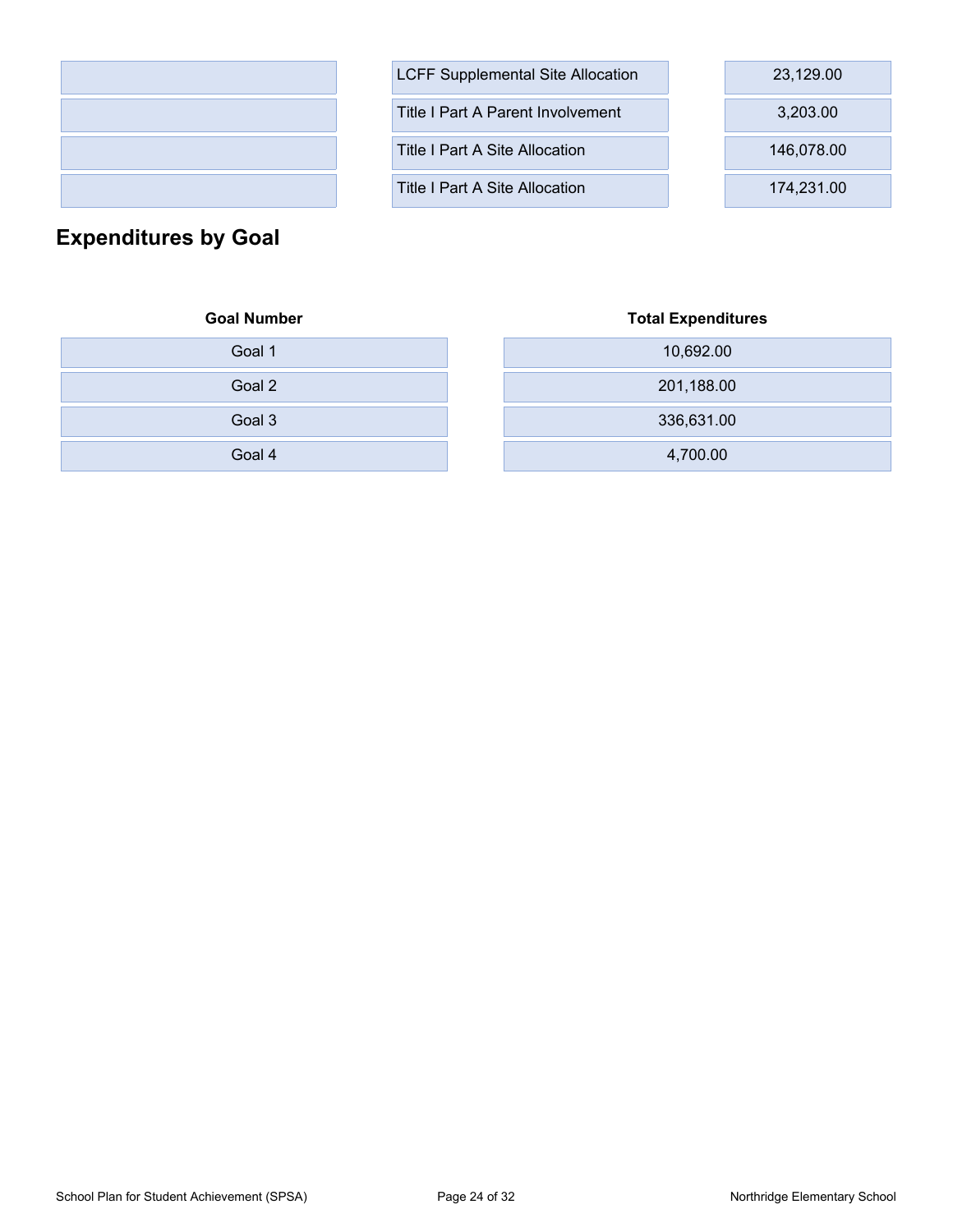| | | |
|---|---|---|
| | LCFF Supplemental Site Allocation | 23,129.00 |
| | Title I Part A Parent Involvement | 3,203.00 |
| | Title I Part A Site Allocation | 146,078.00 |
| | Title I Part A Site Allocation | 174,231.00 |

## Expenditures by Goal

| Goal Number | Total Expenditures |
|---|---|
| Goal 1 | 10,692.00 |
| Goal 2 | 201,188.00 |
| Goal 3 | 336,631.00 |
| Goal 4 | 4,700.00 |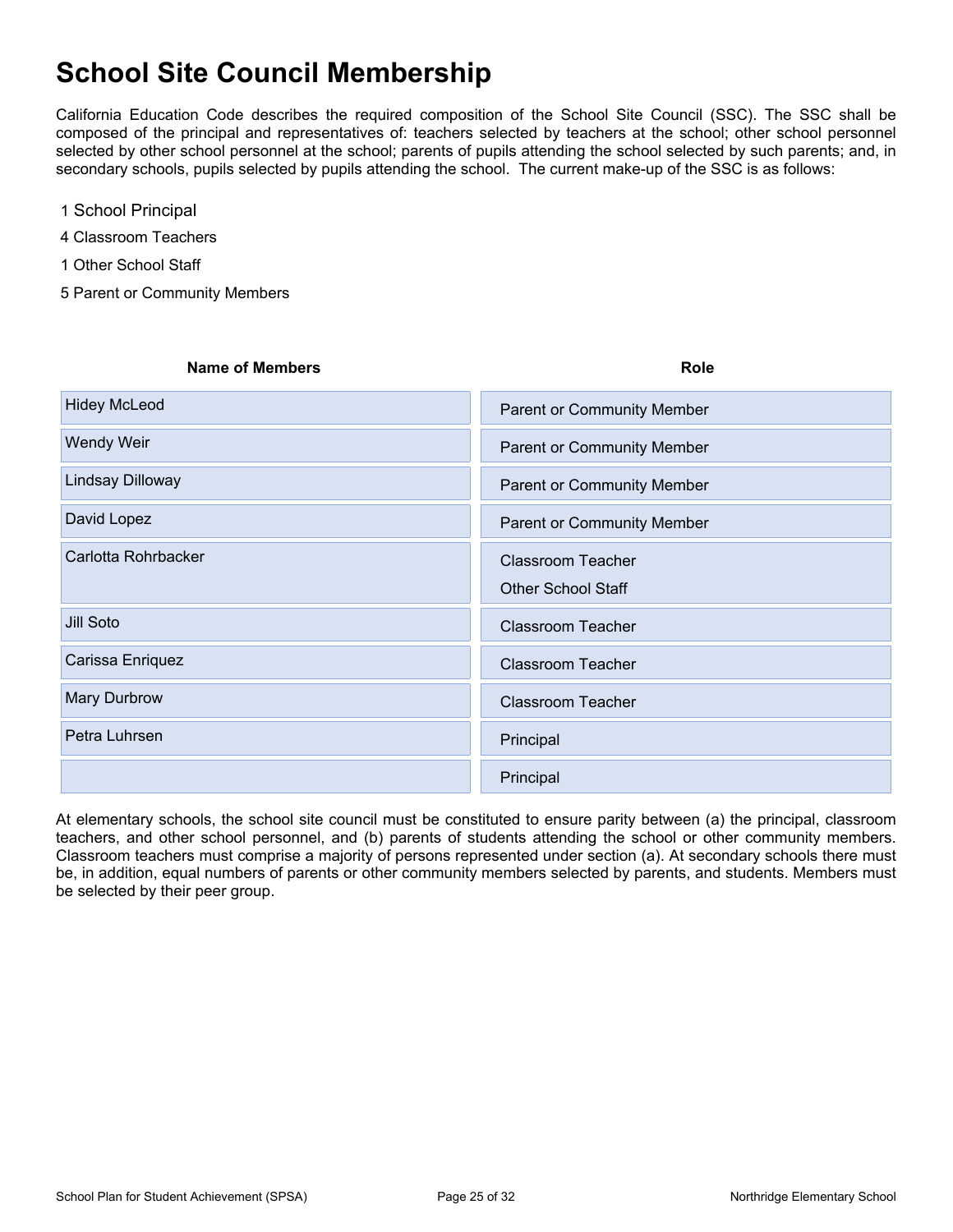# School Site Council Membership

California Education Code describes the required composition of the School Site Council (SSC). The SSC shall be composed of the principal and representatives of: teachers selected by teachers at the school; other school personnel selected by other school personnel at the school; parents of pupils attending the school selected by such parents; and, in secondary schools, pupils selected by pupils attending the school. The current make-up of the SSC is as follows:

1 School Principal

4 Classroom Teachers

1 Other School Staff

5 Parent or Community Members

| Name of Members | Role |
|---|---|
| Hidey McLeod | Parent or Community Member |
| Wendy Weir | Parent or Community Member |
| Lindsay Dilloway | Parent or Community Member |
| David Lopez | Parent or Community Member |
| Carlotta Rohrbacker | Classroom Teacher<br>Other School Staff |
| Jill Soto | Classroom Teacher |
| Carissa Enriquez | Classroom Teacher |
| Mary Durbrow | Classroom Teacher |
| Petra Luhrsen | Principal |
| | Principal |

At elementary schools, the school site council must be constituted to ensure parity between (a) the principal, classroom teachers, and other school personnel, and (b) parents of students attending the school or other community members. Classroom teachers must comprise a majority of persons represented under section (a). At secondary schools there must be, in addition, equal numbers of parents or other community members selected by parents, and students. Members must be selected by their peer group.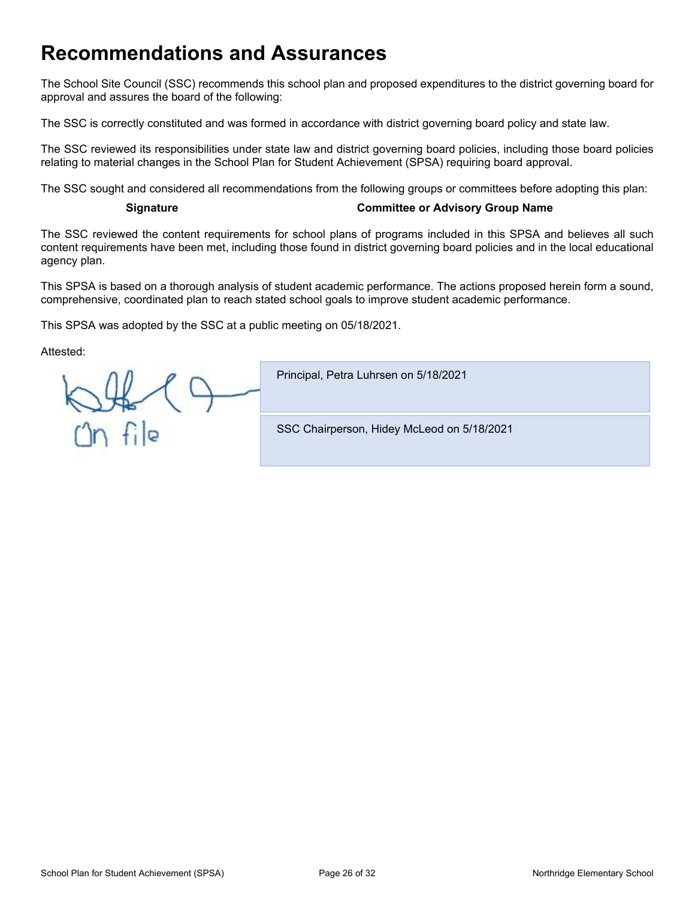# Recommendations and Assurances

The School Site Council (SSC) recommends this school plan and proposed expenditures to the district governing board for approval and assures the board of the following:

The SSC is correctly constituted and was formed in accordance with district governing board policy and state law.

The SSC reviewed its responsibilities under state law and district governing board policies, including those board policies relating to material changes in the School Plan for Student Achievement (SPSA) requiring board approval.

The SSC sought and considered all recommendations from the following groups or committees before adopting this plan:

| Signature | Committee or Advisory Group Name |
| --- | --- |

The SSC reviewed the content requirements for school plans of programs included in this SPSA and believes all such content requirements have been met, including those found in district governing board policies and in the local educational agency plan.

This SPSA is based on a thorough analysis of student academic performance. The actions proposed herein form a sound, comprehensive, coordinated plan to reach stated school goals to improve student academic performance.

This SPSA was adopted by the SSC at a public meeting on 05/18/2021.

Attested:

Principal, Petra Luhrsen on 5/18/2021

On file

SSC Chairperson, Hidey McLeod on 5/18/2021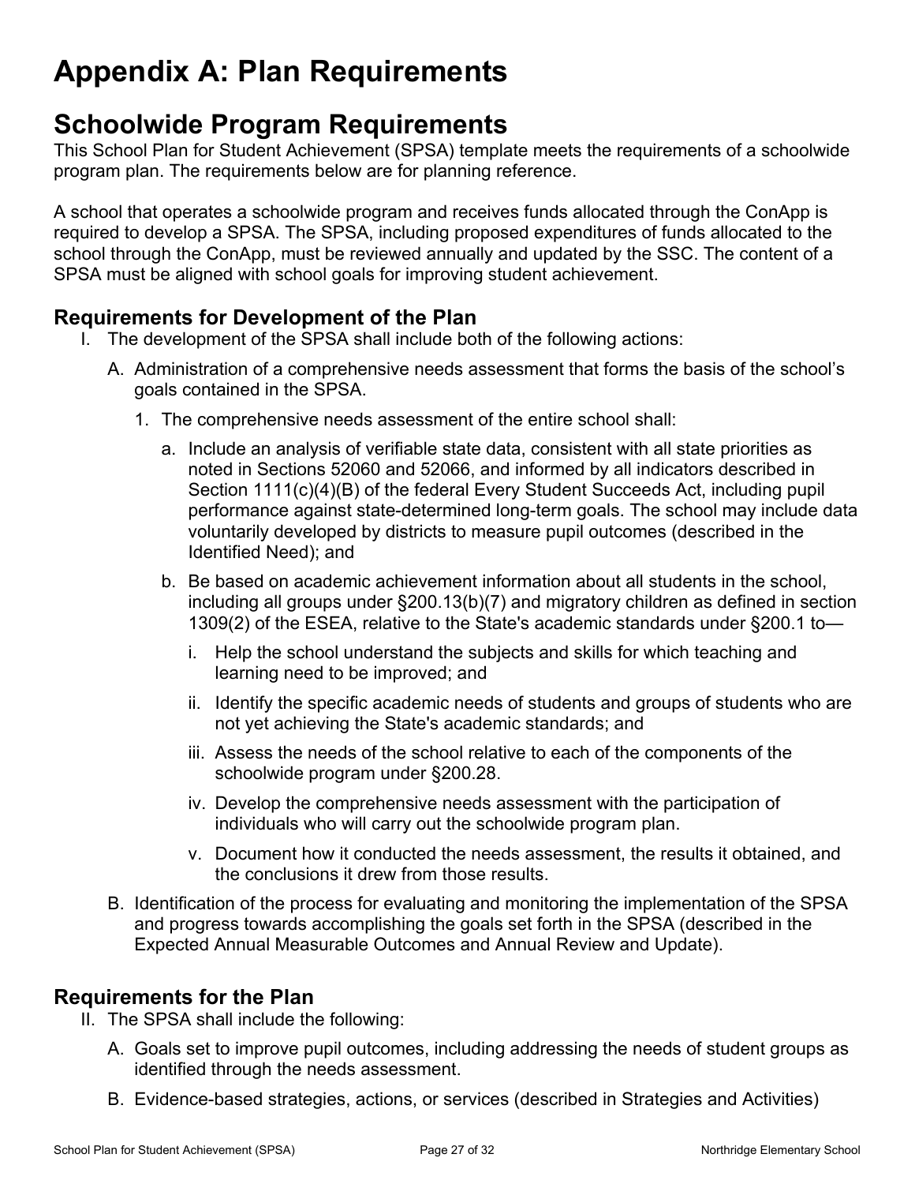# Appendix A: Plan Requirements

## Schoolwide Program Requirements

This School Plan for Student Achievement (SPSA) template meets the requirements of a schoolwide program plan. The requirements below are for planning reference.

A school that operates a schoolwide program and receives funds allocated through the ConApp is required to develop a SPSA. The SPSA, including proposed expenditures of funds allocated to the school through the ConApp, must be reviewed annually and updated by the SSC. The content of a SPSA must be aligned with school goals for improving student achievement.

### Requirements for Development of the Plan

I. The development of the SPSA shall include both of the following actions:

   A. Administration of a comprehensive needs assessment that forms the basis of the school's goals contained in the SPSA.

      1. The comprehensive needs assessment of the entire school shall:

         a. Include an analysis of verifiable state data, consistent with all state priorities as noted in Sections 52060 and 52066, and informed by all indicators described in Section 1111(c)(4)(B) of the federal Every Student Succeeds Act, including pupil performance against state-determined long-term goals. The school may include data voluntarily developed by districts to measure pupil outcomes (described in the Identified Need); and

         b. Be based on academic achievement information about all students in the school, including all groups under §200.13(b)(7) and migratory children as defined in section 1309(2) of the ESEA, relative to the State's academic standards under §200.1 to—

            i. Help the school understand the subjects and skills for which teaching and learning need to be improved; and

            ii. Identify the specific academic needs of students and groups of students who are not yet achieving the State's academic standards; and

            iii. Assess the needs of the school relative to each of the components of the schoolwide program under §200.28.

            iv. Develop the comprehensive needs assessment with the participation of individuals who will carry out the schoolwide program plan.

            v. Document how it conducted the needs assessment, the results it obtained, and the conclusions it drew from those results.

   B. Identification of the process for evaluating and monitoring the implementation of the SPSA and progress towards accomplishing the goals set forth in the SPSA (described in the Expected Annual Measurable Outcomes and Annual Review and Update).

### Requirements for the Plan

II. The SPSA shall include the following:

   A. Goals set to improve pupil outcomes, including addressing the needs of student groups as identified through the needs assessment.

   B. Evidence-based strategies, actions, or services (described in Strategies and Activities)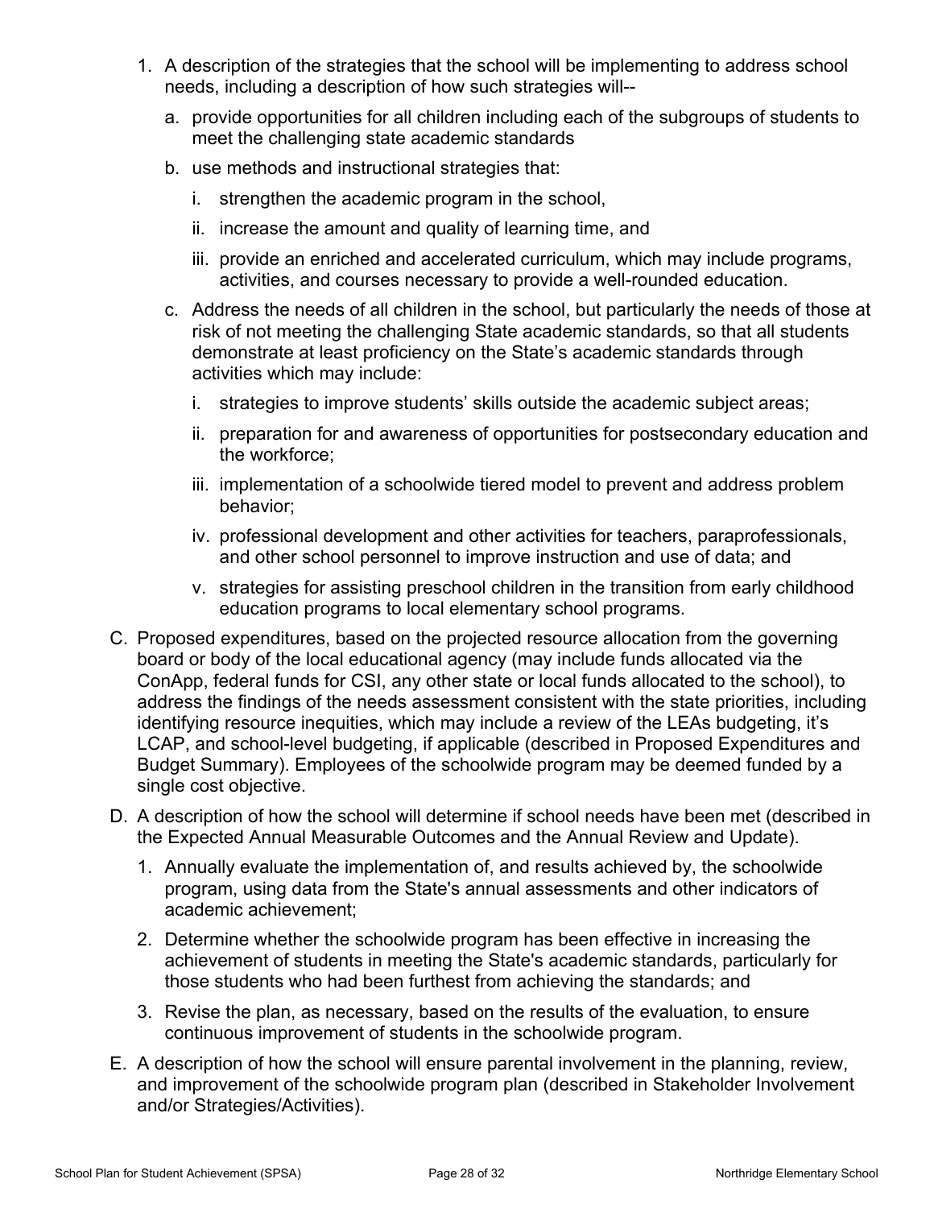1. A description of the strategies that the school will be implementing to address school needs, including a description of how such strategies will--
   a. provide opportunities for all children including each of the subgroups of students to meet the challenging state academic standards
   b. use methods and instructional strategies that:
      i. strengthen the academic program in the school,
      ii. increase the amount and quality of learning time, and
      iii. provide an enriched and accelerated curriculum, which may include programs, activities, and courses necessary to provide a well-rounded education.
   c. Address the needs of all children in the school, but particularly the needs of those at risk of not meeting the challenging State academic standards, so that all students demonstrate at least proficiency on the State's academic standards through activities which may include:
      i. strategies to improve students' skills outside the academic subject areas;
      ii. preparation for and awareness of opportunities for postsecondary education and the workforce;
      iii. implementation of a schoolwide tiered model to prevent and address problem behavior;
      iv. professional development and other activities for teachers, paraprofessionals, and other school personnel to improve instruction and use of data; and
      v. strategies for assisting preschool children in the transition from early childhood education programs to local elementary school programs.

C. Proposed expenditures, based on the projected resource allocation from the governing board or body of the local educational agency (may include funds allocated via the ConApp, federal funds for CSI, any other state or local funds allocated to the school), to address the findings of the needs assessment consistent with the state priorities, including identifying resource inequities, which may include a review of the LEAs budgeting, it's LCAP, and school-level budgeting, if applicable (described in Proposed Expenditures and Budget Summary). Employees of the schoolwide program may be deemed funded by a single cost objective.

D. A description of how the school will determine if school needs have been met (described in the Expected Annual Measurable Outcomes and the Annual Review and Update).
   1. Annually evaluate the implementation of, and results achieved by, the schoolwide program, using data from the State's annual assessments and other indicators of academic achievement;
   2. Determine whether the schoolwide program has been effective in increasing the achievement of students in meeting the State's academic standards, particularly for those students who had been furthest from achieving the standards; and
   3. Revise the plan, as necessary, based on the results of the evaluation, to ensure continuous improvement of students in the schoolwide program.

E. A description of how the school will ensure parental involvement in the planning, review, and improvement of the schoolwide program plan (described in Stakeholder Involvement and/or Strategies/Activities).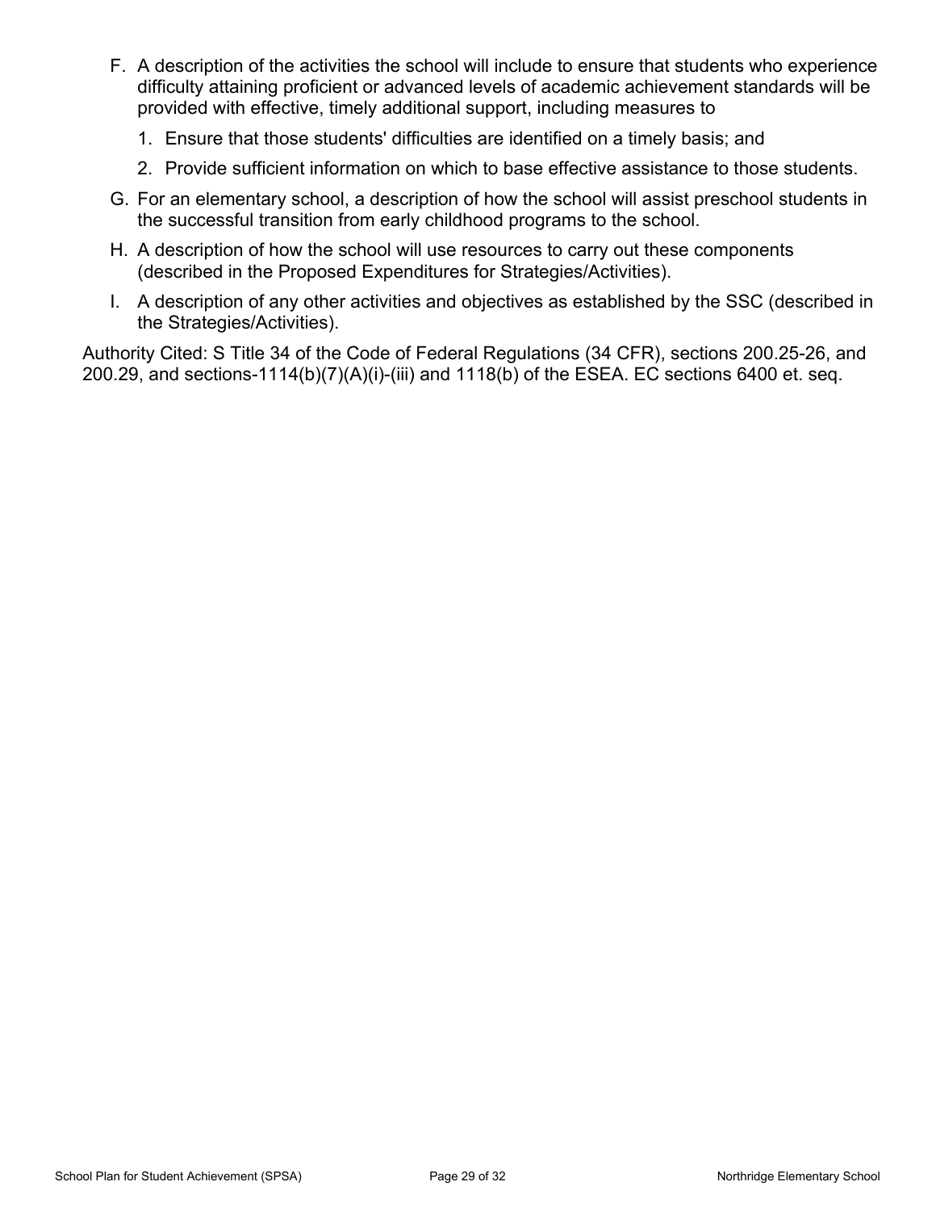F. A description of the activities the school will include to ensure that students who experience difficulty attaining proficient or advanced levels of academic achievement standards will be provided with effective, timely additional support, including measures to

   1. Ensure that those students' difficulties are identified on a timely basis; and
   2. Provide sufficient information on which to base effective assistance to those students.

G. For an elementary school, a description of how the school will assist preschool students in the successful transition from early childhood programs to the school.

H. A description of how the school will use resources to carry out these components (described in the Proposed Expenditures for Strategies/Activities).

I. A description of any other activities and objectives as established by the SSC (described in the Strategies/Activities).

Authority Cited: S Title 34 of the Code of Federal Regulations (34 CFR), sections 200.25-26, and 200.29, and sections-1114(b)(7)(A)(i)-(iii) and 1118(b) of the ESEA. EC sections 6400 et. seq.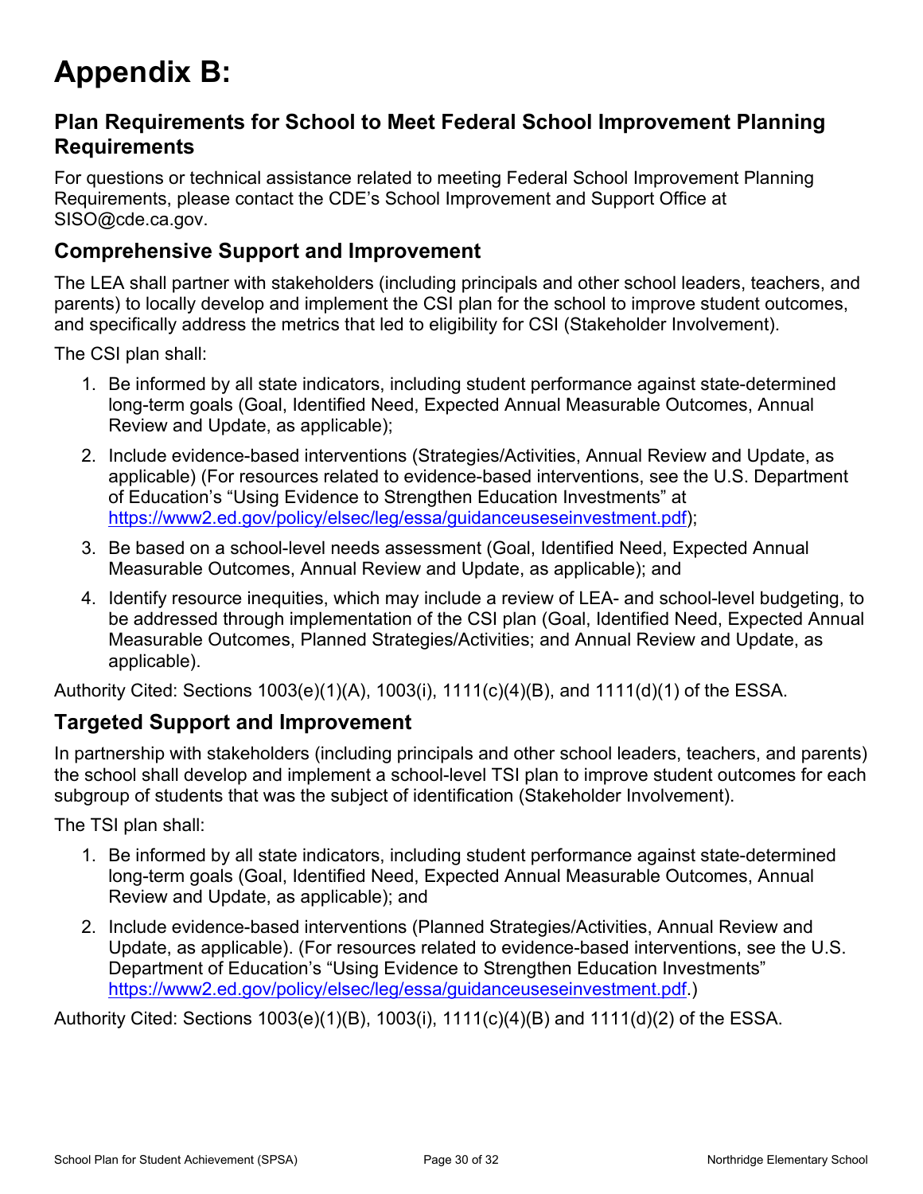# Appendix B:

## Plan Requirements for School to Meet Federal School Improvement Planning Requirements

For questions or technical assistance related to meeting Federal School Improvement Planning Requirements, please contact the CDE's School Improvement and Support Office at SISO@cde.ca.gov.

### Comprehensive Support and Improvement

The LEA shall partner with stakeholders (including principals and other school leaders, teachers, and parents) to locally develop and implement the CSI plan for the school to improve student outcomes, and specifically address the metrics that led to eligibility for CSI (Stakeholder Involvement).

The CSI plan shall:

1. Be informed by all state indicators, including student performance against state-determined long-term goals (Goal, Identified Need, Expected Annual Measurable Outcomes, Annual Review and Update, as applicable);
2. Include evidence-based interventions (Strategies/Activities, Annual Review and Update, as applicable) (For resources related to evidence-based interventions, see the U.S. Department of Education's "Using Evidence to Strengthen Education Investments" at [https://www2.ed.gov/policy/elsec/leg/essa/guidanceuseseinvestment.pdf](https://www2.ed.gov/policy/elsec/leg/essa/guidanceuseseinvestment.pdf));
3. Be based on a school-level needs assessment (Goal, Identified Need, Expected Annual Measurable Outcomes, Annual Review and Update, as applicable); and
4. Identify resource inequities, which may include a review of LEA- and school-level budgeting, to be addressed through implementation of the CSI plan (Goal, Identified Need, Expected Annual Measurable Outcomes, Planned Strategies/Activities; and Annual Review and Update, as applicable).

Authority Cited: Sections 1003(e)(1)(A), 1003(i), 1111(c)(4)(B), and 1111(d)(1) of the ESSA.

### Targeted Support and Improvement

In partnership with stakeholders (including principals and other school leaders, teachers, and parents) the school shall develop and implement a school-level TSI plan to improve student outcomes for each subgroup of students that was the subject of identification (Stakeholder Involvement).

The TSI plan shall:

1. Be informed by all state indicators, including student performance against state-determined long-term goals (Goal, Identified Need, Expected Annual Measurable Outcomes, Annual Review and Update, as applicable); and
2. Include evidence-based interventions (Planned Strategies/Activities, Annual Review and Update, as applicable). (For resources related to evidence-based interventions, see the U.S. Department of Education's "Using Evidence to Strengthen Education Investments" [https://www2.ed.gov/policy/elsec/leg/essa/guidanceuseseinvestment.pdf](https://www2.ed.gov/policy/elsec/leg/essa/guidanceuseseinvestment.pdf).)

Authority Cited: Sections 1003(e)(1)(B), 1003(i), 1111(c)(4)(B) and 1111(d)(2) of the ESSA.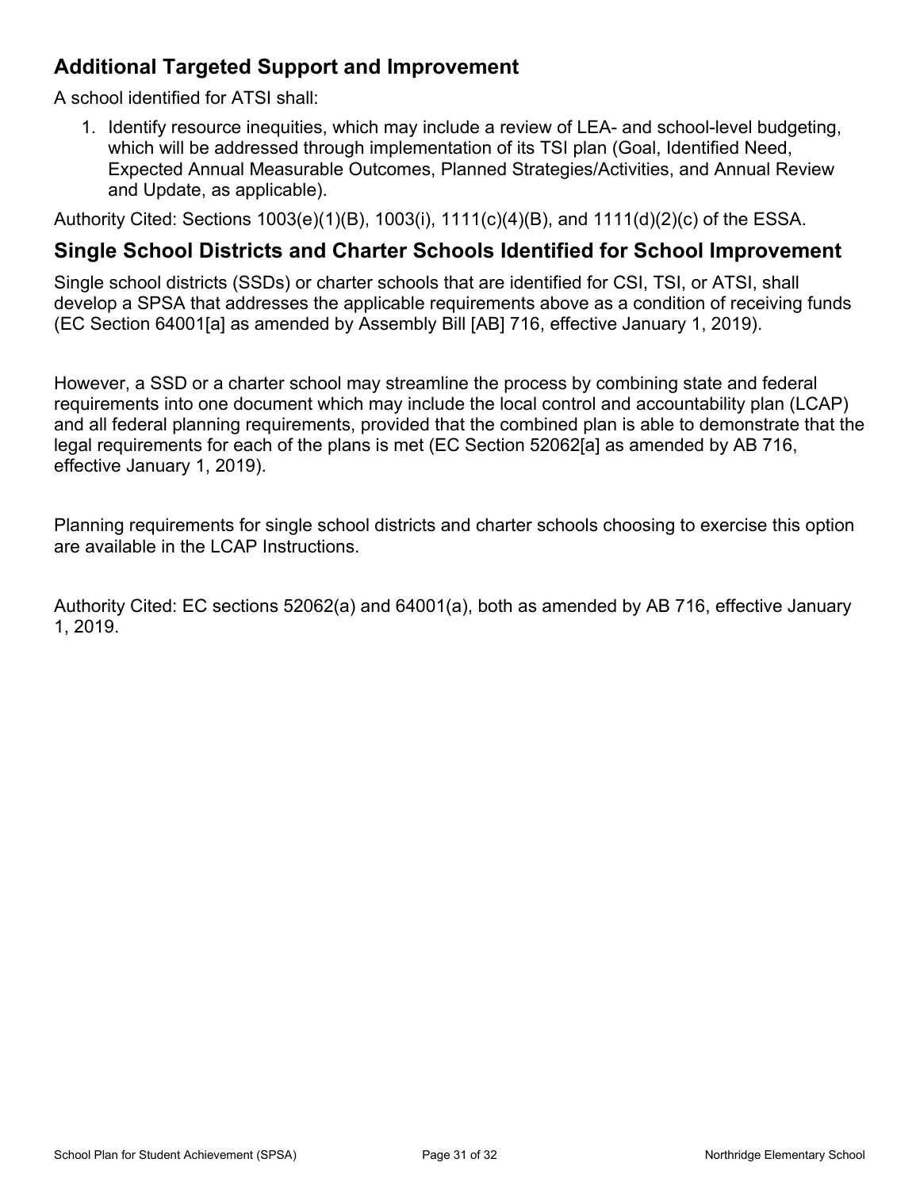## Additional Targeted Support and Improvement

A school identified for ATSI shall:

1. Identify resource inequities, which may include a review of LEA- and school-level budgeting, which will be addressed through implementation of its TSI plan (Goal, Identified Need, Expected Annual Measurable Outcomes, Planned Strategies/Activities, and Annual Review and Update, as applicable).

Authority Cited: Sections 1003(e)(1)(B), 1003(i), 1111(c)(4)(B), and 1111(d)(2)(c) of the ESSA.

## Single School Districts and Charter Schools Identified for School Improvement

Single school districts (SSDs) or charter schools that are identified for CSI, TSI, or ATSI, shall develop a SPSA that addresses the applicable requirements above as a condition of receiving funds (EC Section 64001[a] as amended by Assembly Bill [AB] 716, effective January 1, 2019).

However, a SSD or a charter school may streamline the process by combining state and federal requirements into one document which may include the local control and accountability plan (LCAP) and all federal planning requirements, provided that the combined plan is able to demonstrate that the legal requirements for each of the plans is met (EC Section 52062[a] as amended by AB 716, effective January 1, 2019).

Planning requirements for single school districts and charter schools choosing to exercise this option are available in the LCAP Instructions.

Authority Cited: EC sections 52062(a) and 64001(a), both as amended by AB 716, effective January 1, 2019.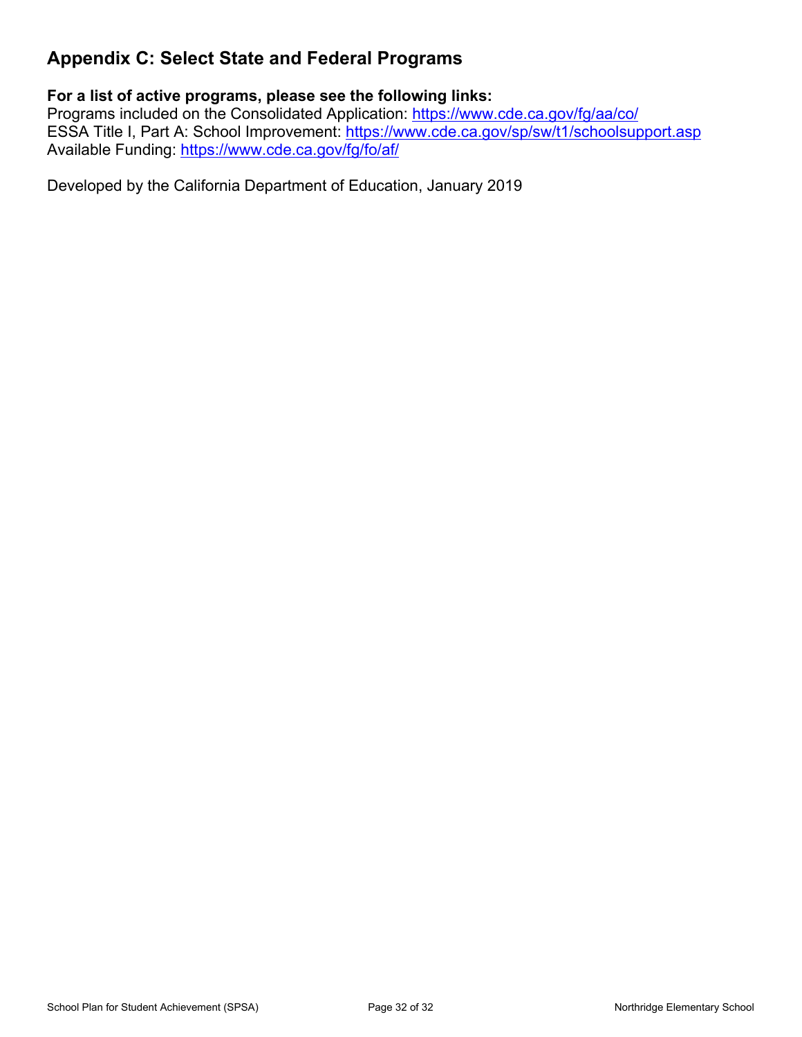## Appendix C: Select State and Federal Programs

**For a list of active programs, please see the following links:**
Programs included on the Consolidated Application: https://www.cde.ca.gov/fg/aa/co/
ESSA Title I, Part A: School Improvement: https://www.cde.ca.gov/sp/sw/t1/schoolsupport.asp
Available Funding: https://www.cde.ca.gov/fg/fo/af/

Developed by the California Department of Education, January 2019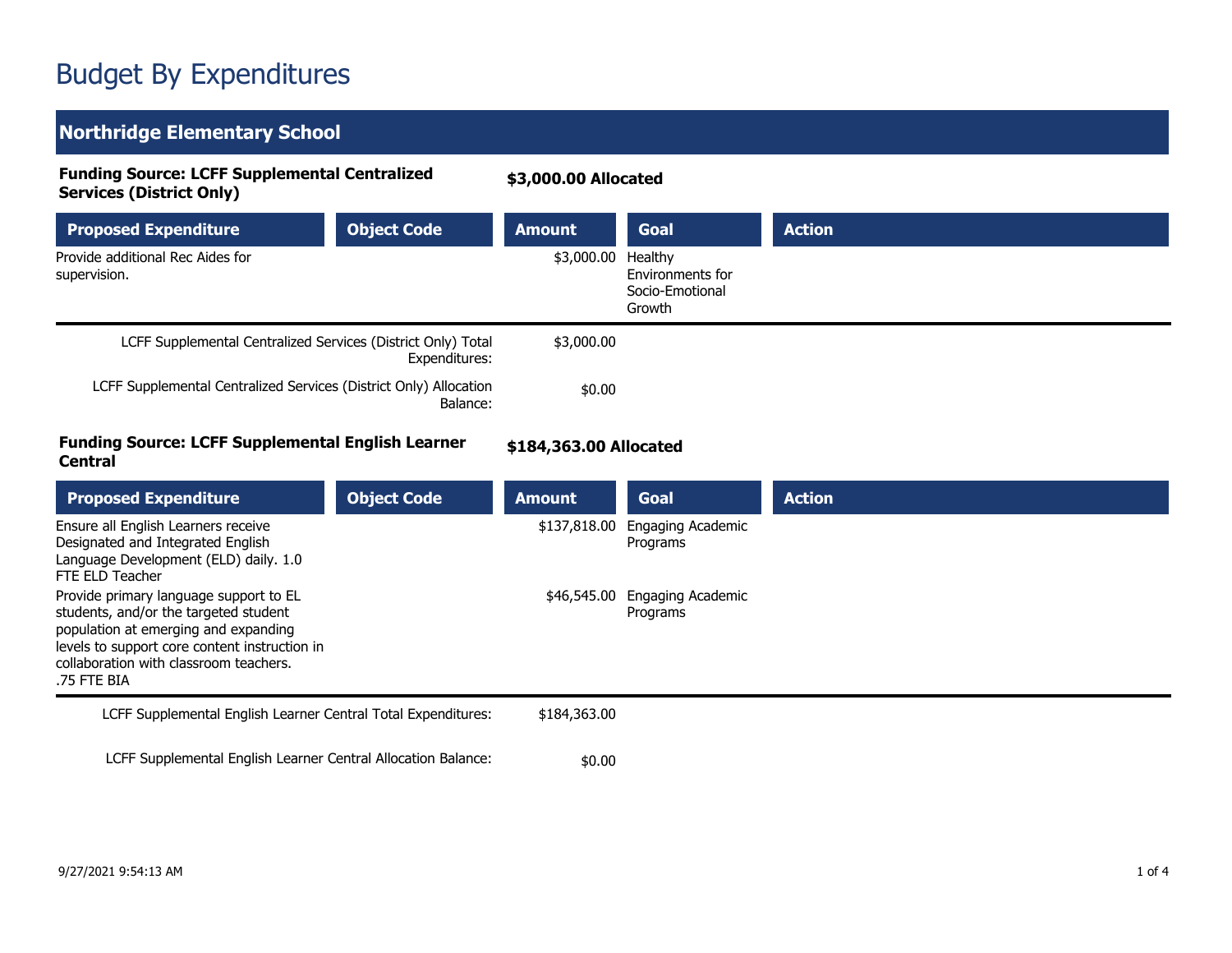# Budget By Expenditures

## Northridge Elementary School

**Funding Source: LCFF Supplemental Centralized Services (District Only)** — **$3,000.00 Allocated**

| Proposed Expenditure | Object Code | Amount | Goal | Action |
|---|---|---|---|---|
| Provide additional Rec Aides for supervision. | | $3,000.00 | Healthy Environments for Socio-Emotional Growth | |

| | |
|---|---|
| LCFF Supplemental Centralized Services (District Only) Total Expenditures: | $3,000.00 |
| LCFF Supplemental Centralized Services (District Only) Allocation Balance: | $0.00 |

**Funding Source: LCFF Supplemental English Learner Central** — **$184,363.00 Allocated**

| Proposed Expenditure | Object Code | Amount | Goal | Action |
|---|---|---|---|---|
| Ensure all English Learners receive Designated and Integrated English Language Development (ELD) daily. 1.0 FTE ELD Teacher | | $137,818.00 | Engaging Academic Programs | |
| Provide primary language support to EL students, and/or the targeted student population at emerging and expanding levels to support core content instruction in collaboration with classroom teachers. .75 FTE BIA | | $46,545.00 | Engaging Academic Programs | |

| | |
|---|---|
| LCFF Supplemental English Learner Central Total Expenditures: | $184,363.00 |
| LCFF Supplemental English Learner Central Allocation Balance: | $0.00 |

9/27/2021 9:54:13 AM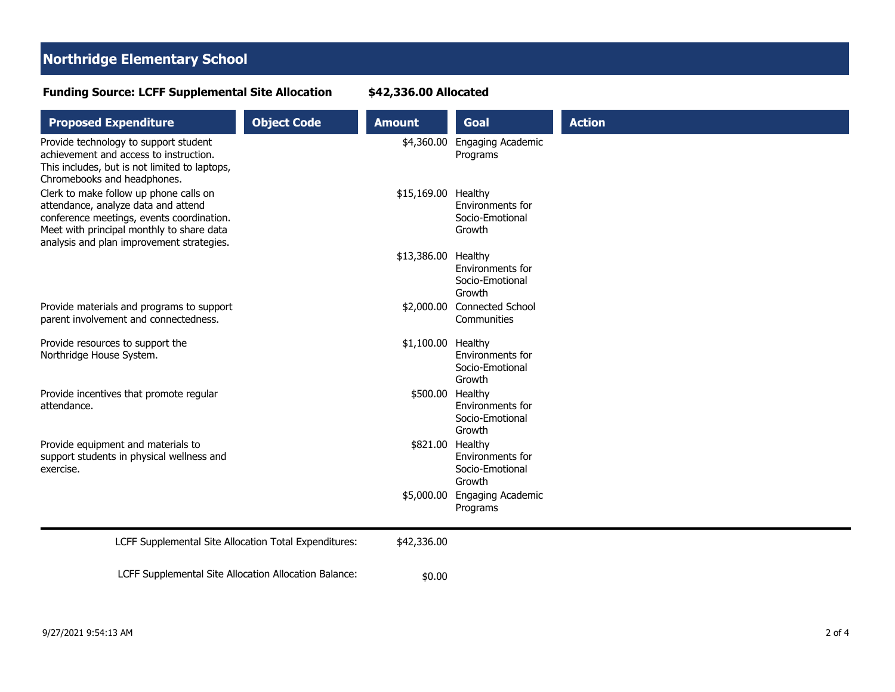## Northridge Elementary School

**Funding Source: LCFF Supplemental Site Allocation** **$42,336.00 Allocated**

| Proposed Expenditure | Object Code | Amount | Goal | Action |
|---|---|---|---|---|
| Provide technology to support student achievement and access to instruction. This includes, but is not limited to laptops, Chromebooks and headphones. | | $4,360.00 | Engaging Academic Programs | |
| Clerk to make follow up phone calls on attendance, analyze data and attend conference meetings, events coordination. Meet with principal monthly to share data analysis and plan improvement strategies. | | $15,169.00 | Healthy Environments for Socio-Emotional Growth | |
| | | $13,386.00 | Healthy Environments for Socio-Emotional Growth | |
| Provide materials and programs to support parent involvement and connectedness. | | $2,000.00 | Connected School Communities | |
| Provide resources to support the Northridge House System. | | $1,100.00 | Healthy Environments for Socio-Emotional Growth | |
| Provide incentives that promote regular attendance. | | $500.00 | Healthy Environments for Socio-Emotional Growth | |
| Provide equipment and materials to support students in physical wellness and exercise. | | $821.00 | Healthy Environments for Socio-Emotional Growth | |
| | | $5,000.00 | Engaging Academic Programs | |

LCFF Supplemental Site Allocation Total Expenditures: $42,336.00

LCFF Supplemental Site Allocation Allocation Balance: $0.00

9/27/2021 9:54:13 AM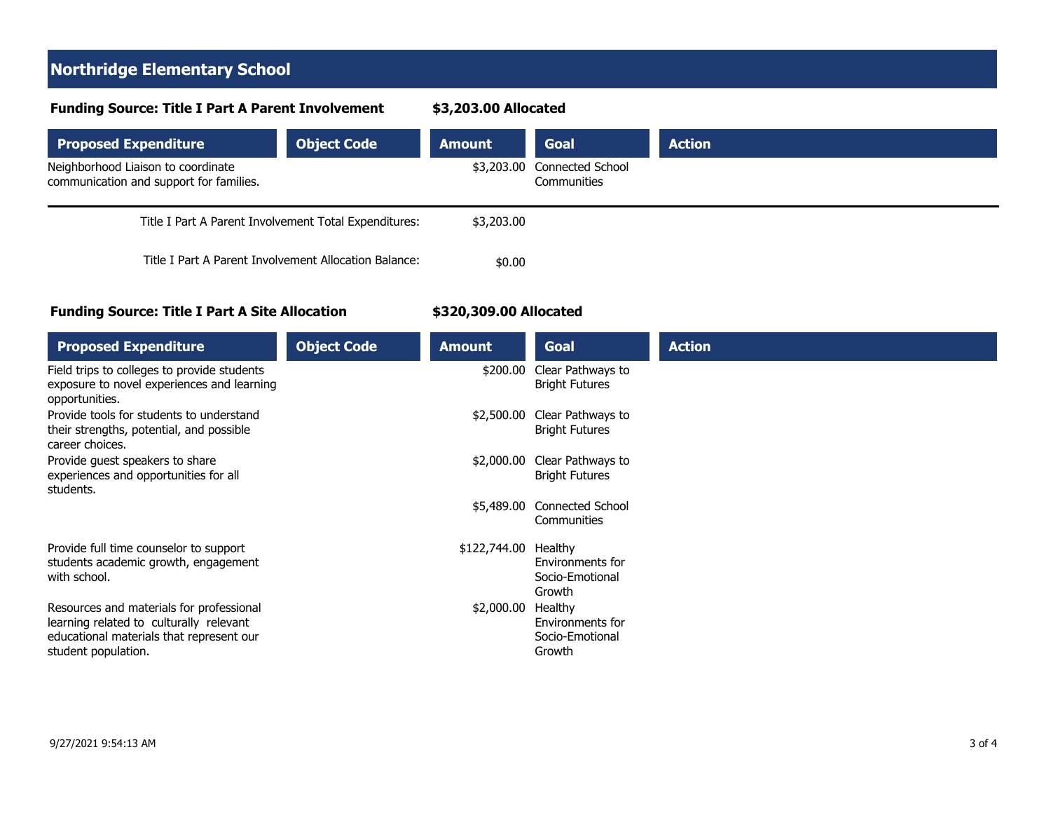# Northridge Elementary School

**Funding Source: Title I Part A Parent Involvement** **$3,203.00 Allocated**

| Proposed Expenditure | Object Code | Amount | Goal | Action |
| --- | --- | --- | --- | --- |
| Neighborhood Liaison to coordinate communication and support for families. | | $3,203.00 | Connected School Communities | |

| | |
| --- | --- |
| Title I Part A Parent Involvement Total Expenditures: | $3,203.00 |
| Title I Part A Parent Involvement Allocation Balance: | $0.00 |

**Funding Source: Title I Part A Site Allocation** **$320,309.00 Allocated**

| Proposed Expenditure | Object Code | Amount | Goal | Action |
| --- | --- | --- | --- | --- |
| Field trips to colleges to provide students exposure to novel experiences and learning opportunities. | | $200.00 | Clear Pathways to Bright Futures | |
| Provide tools for students to understand their strengths, potential, and possible career choices. | | $2,500.00 | Clear Pathways to Bright Futures | |
| Provide guest speakers to share experiences and opportunities for all students. | | $2,000.00 | Clear Pathways to Bright Futures | |
| | | $5,489.00 | Connected School Communities | |
| Provide full time counselor to support students academic growth, engagement with school. | | $122,744.00 | Healthy Environments for Socio-Emotional Growth | |
| Resources and materials for professional learning related to culturally relevant educational materials that represent our student population. | | $2,000.00 | Healthy Environments for Socio-Emotional Growth | |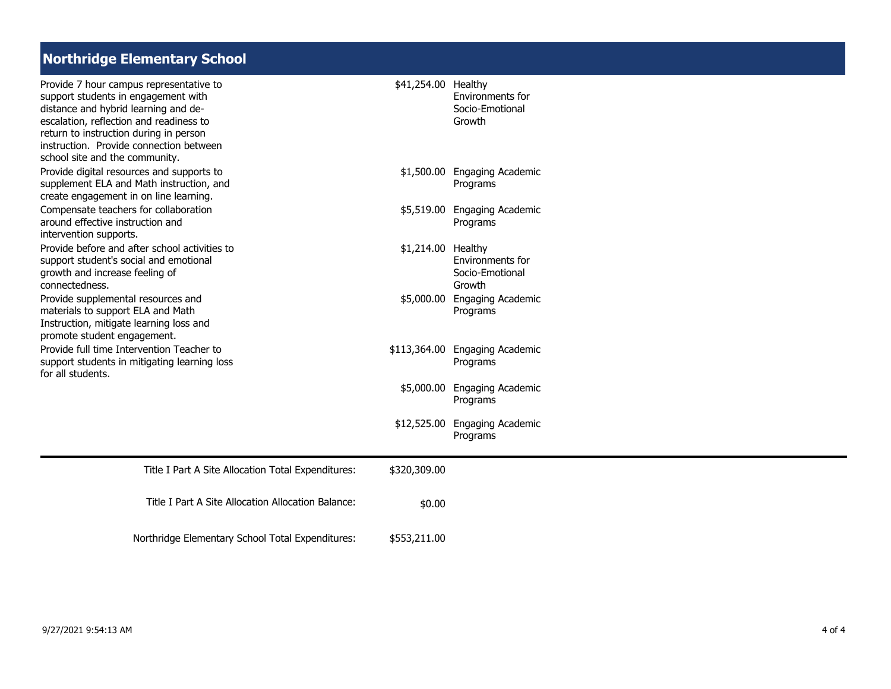## Northridge Elementary School

| | | |
|---|---|---|
| Provide 7 hour campus representative to support students in engagement with distance and hybrid learning and de-escalation, reflection and readiness to return to instruction during in person instruction. Provide connection between school site and the community. | $41,254.00 | Healthy Environments for Socio-Emotional Growth |
| Provide digital resources and supports to supplement ELA and Math instruction, and create engagement in on line learning. | $1,500.00 | Engaging Academic Programs |
| Compensate teachers for collaboration around effective instruction and intervention supports. | $5,519.00 | Engaging Academic Programs |
| Provide before and after school activities to support student's social and emotional growth and increase feeling of connectedness. | $1,214.00 | Healthy Environments for Socio-Emotional Growth |
| Provide supplemental resources and materials to support ELA and Math Instruction, mitigate learning loss and promote student engagement. | $5,000.00 | Engaging Academic Programs |
| Provide full time Intervention Teacher to support students in mitigating learning loss for all students. | $113,364.00 | Engaging Academic Programs |
| | $5,000.00 | Engaging Academic Programs |
| | $12,525.00 | Engaging Academic Programs |

| | |
|---|---|
| Title I Part A Site Allocation Total Expenditures: | $320,309.00 |
| Title I Part A Site Allocation Allocation Balance: | $0.00 |
| Northridge Elementary School Total Expenditures: | $553,211.00 |

9/27/2021 9:54:13 AM